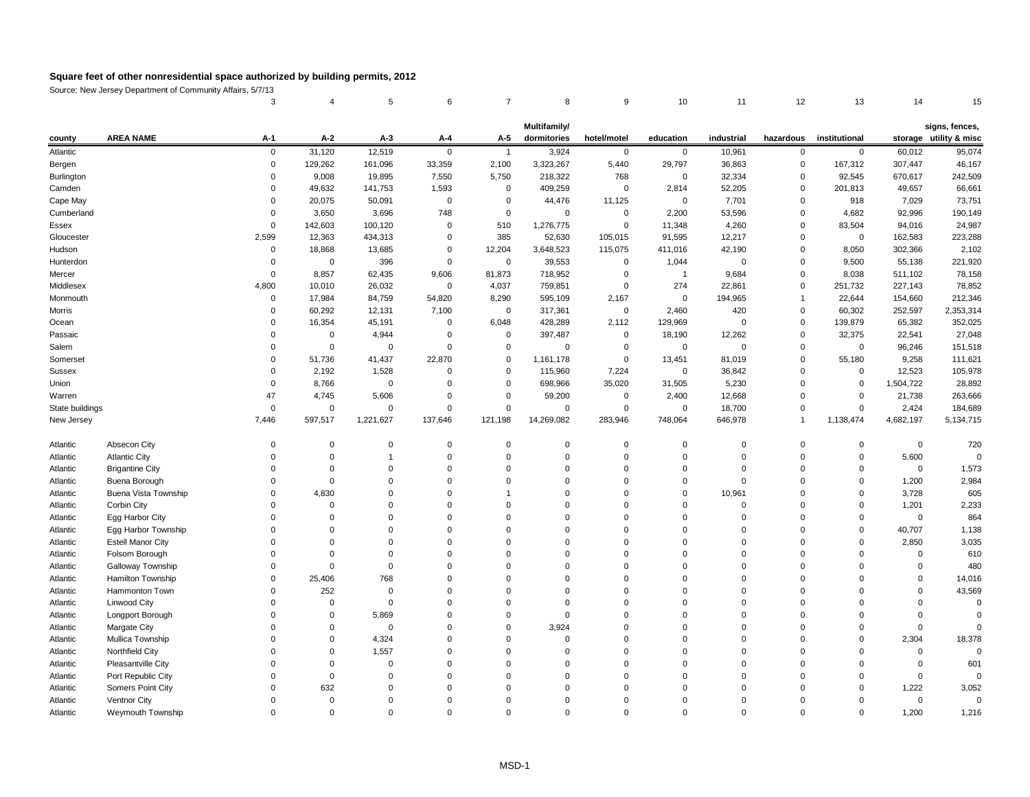# Square feet of other nonresidential space authorized by building permits, 2012

Source: New Jersey Department of Community Affairs, 5/7/13

| | | 3 | 4 | 5 | 6 | 7 | 8 | 9 | 10 | 11 | 12 | 13 | 14 | 15 |
|---|---|---|---|---|---|---|---|---|---|---|---|---|---|---|
| county | AREA NAME | A-1 | A-2 | A-3 | A-4 | A-5 | Multifamily/ dormitories | hotel/motel | education | industrial | hazardous | institutional | storage | signs, fences, utility & misc |
| Atlantic | | 0 | 31,120 | 12,519 | 0 | 1 | 3,924 | 0 | 0 | 10,961 | 0 | 0 | 60,012 | 95,074 |
| Bergen | | 0 | 129,262 | 161,096 | 33,359 | 2,100 | 3,323,267 | 5,440 | 29,797 | 36,863 | 0 | 167,312 | 307,447 | 46,167 |
| Burlington | | 0 | 9,008 | 19,895 | 7,550 | 5,750 | 218,322 | 768 | 0 | 32,334 | 0 | 92,545 | 670,617 | 242,509 |
| Camden | | 0 | 49,632 | 141,753 | 1,593 | 0 | 409,259 | 0 | 2,814 | 52,205 | 0 | 201,813 | 49,657 | 66,661 |
| Cape May | | 0 | 20,075 | 50,091 | 0 | 0 | 44,476 | 11,125 | 0 | 7,701 | 0 | 918 | 7,029 | 73,751 |
| Cumberland | | 0 | 3,650 | 3,696 | 748 | 0 | 0 | 0 | 2,200 | 53,596 | 0 | 4,682 | 92,996 | 190,149 |
| Essex | | 0 | 142,603 | 100,120 | 0 | 510 | 1,276,775 | 0 | 11,348 | 4,260 | 0 | 83,504 | 94,016 | 24,987 |
| Gloucester | | 2,599 | 12,363 | 434,313 | 0 | 385 | 52,630 | 105,015 | 91,595 | 12,217 | 0 | 0 | 162,583 | 223,288 |
| Hudson | | 0 | 18,868 | 13,685 | 0 | 12,204 | 3,648,523 | 115,075 | 411,016 | 42,190 | 0 | 8,050 | 302,366 | 2,102 |
| Hunterdon | | 0 | 0 | 396 | 0 | 0 | 39,553 | 0 | 1,044 | 0 | 0 | 9,500 | 55,138 | 221,920 |
| Mercer | | 0 | 8,857 | 62,435 | 9,606 | 81,873 | 718,952 | 0 | 1 | 9,684 | 0 | 8,038 | 511,102 | 78,158 |
| Middlesex | | 4,800 | 10,010 | 26,032 | 0 | 4,037 | 759,851 | 0 | 274 | 22,861 | 0 | 251,732 | 227,143 | 78,852 |
| Monmouth | | 0 | 17,984 | 84,759 | 54,820 | 8,290 | 595,109 | 2,167 | 0 | 194,965 | 1 | 22,644 | 154,660 | 212,346 |
| Morris | | 0 | 60,292 | 12,131 | 7,100 | 0 | 317,361 | 0 | 2,460 | 420 | 0 | 60,302 | 252,597 | 2,353,314 |
| Ocean | | 0 | 16,354 | 45,191 | 0 | 6,048 | 428,289 | 2,112 | 129,969 | 0 | 0 | 139,879 | 65,382 | 352,025 |
| Passaic | | 0 | 0 | 4,944 | 0 | 0 | 397,487 | 0 | 18,190 | 12,262 | 0 | 32,375 | 22,541 | 27,048 |
| Salem | | 0 | 0 | 0 | 0 | 0 | 0 | 0 | 0 | 0 | 0 | 0 | 96,246 | 151,518 |
| Somerset | | 0 | 51,736 | 41,437 | 22,870 | 0 | 1,161,178 | 0 | 13,451 | 81,019 | 0 | 55,180 | 9,258 | 111,621 |
| Sussex | | 0 | 2,192 | 1,528 | 0 | 0 | 115,960 | 7,224 | 0 | 36,842 | 0 | 0 | 12,523 | 105,978 |
| Union | | 0 | 8,766 | 0 | 0 | 0 | 698,966 | 35,020 | 31,505 | 5,230 | 0 | 0 | 1,504,722 | 28,892 |
| Warren | | 47 | 4,745 | 5,606 | 0 | 0 | 59,200 | 0 | 2,400 | 12,668 | 0 | 0 | 21,738 | 263,666 |
| State buildings | | 0 | 0 | 0 | 0 | 0 | 0 | 0 | 0 | 18,700 | 0 | 0 | 2,424 | 184,689 |
| New Jersey | | 7,446 | 597,517 | 1,221,627 | 137,646 | 121,198 | 14,269,082 | 283,946 | 748,064 | 646,978 | 1 | 1,138,474 | 4,682,197 | 5,134,715 |
| | | | | | | | | | | | | | | |
| Atlantic | Absecon City | 0 | 0 | 0 | 0 | 0 | 0 | 0 | 0 | 0 | 0 | 0 | 0 | 720 |
| Atlantic | Atlantic City | 0 | 0 | 1 | 0 | 0 | 0 | 0 | 0 | 0 | 0 | 0 | 5,600 | 0 |
| Atlantic | Brigantine City | 0 | 0 | 0 | 0 | 0 | 0 | 0 | 0 | 0 | 0 | 0 | 0 | 1,573 |
| Atlantic | Buena Borough | 0 | 0 | 0 | 0 | 0 | 0 | 0 | 0 | 0 | 0 | 0 | 1,200 | 2,984 |
| Atlantic | Buena Vista Township | 0 | 4,830 | 0 | 0 | 1 | 0 | 0 | 0 | 10,961 | 0 | 0 | 3,728 | 605 |
| Atlantic | Corbin City | 0 | 0 | 0 | 0 | 0 | 0 | 0 | 0 | 0 | 0 | 0 | 1,201 | 2,233 |
| Atlantic | Egg Harbor City | 0 | 0 | 0 | 0 | 0 | 0 | 0 | 0 | 0 | 0 | 0 | 0 | 864 |
| Atlantic | Egg Harbor Township | 0 | 0 | 0 | 0 | 0 | 0 | 0 | 0 | 0 | 0 | 0 | 40,707 | 1,138 |
| Atlantic | Estell Manor City | 0 | 0 | 0 | 0 | 0 | 0 | 0 | 0 | 0 | 0 | 0 | 2,850 | 3,035 |
| Atlantic | Folsom Borough | 0 | 0 | 0 | 0 | 0 | 0 | 0 | 0 | 0 | 0 | 0 | 0 | 610 |
| Atlantic | Galloway Township | 0 | 0 | 0 | 0 | 0 | 0 | 0 | 0 | 0 | 0 | 0 | 0 | 480 |
| Atlantic | Hamilton Township | 0 | 25,406 | 768 | 0 | 0 | 0 | 0 | 0 | 0 | 0 | 0 | 0 | 14,016 |
| Atlantic | Hammonton Town | 0 | 252 | 0 | 0 | 0 | 0 | 0 | 0 | 0 | 0 | 0 | 0 | 43,569 |
| Atlantic | Linwood City | 0 | 0 | 0 | 0 | 0 | 0 | 0 | 0 | 0 | 0 | 0 | 0 | 0 |
| Atlantic | Longport Borough | 0 | 0 | 5,869 | 0 | 0 | 0 | 0 | 0 | 0 | 0 | 0 | 0 | 0 |
| Atlantic | Margate City | 0 | 0 | 0 | 0 | 0 | 3,924 | 0 | 0 | 0 | 0 | 0 | 0 | 0 |
| Atlantic | Mullica Township | 0 | 0 | 4,324 | 0 | 0 | 0 | 0 | 0 | 0 | 0 | 0 | 2,304 | 18,378 |
| Atlantic | Northfield City | 0 | 0 | 1,557 | 0 | 0 | 0 | 0 | 0 | 0 | 0 | 0 | 0 | 0 |
| Atlantic | Pleasantville City | 0 | 0 | 0 | 0 | 0 | 0 | 0 | 0 | 0 | 0 | 0 | 0 | 601 |
| Atlantic | Port Republic City | 0 | 0 | 0 | 0 | 0 | 0 | 0 | 0 | 0 | 0 | 0 | 0 | 0 |
| Atlantic | Somers Point City | 0 | 632 | 0 | 0 | 0 | 0 | 0 | 0 | 0 | 0 | 0 | 1,222 | 3,052 |
| Atlantic | Ventnor City | 0 | 0 | 0 | 0 | 0 | 0 | 0 | 0 | 0 | 0 | 0 | 0 | 0 |
| Atlantic | Weymouth Township | 0 | 0 | 0 | 0 | 0 | 0 | 0 | 0 | 0 | 0 | 0 | 1,200 | 1,216 |

MSD-1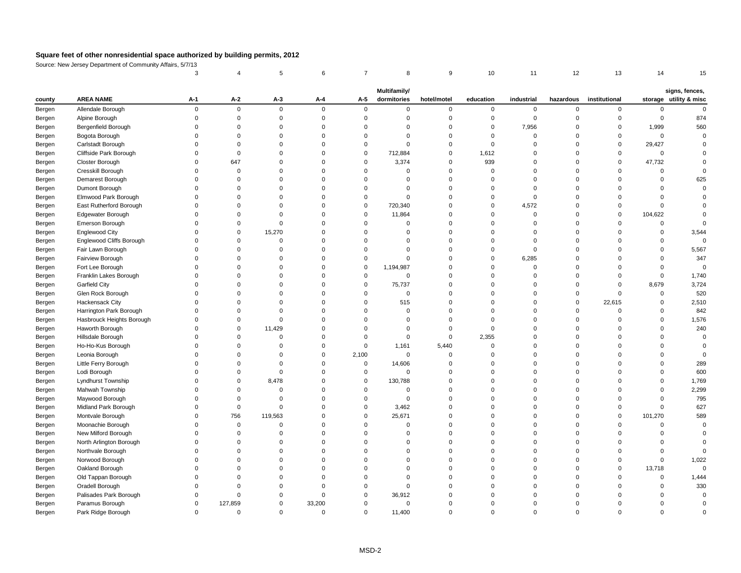# Square feet of other nonresidential space authorized by building permits, 2012

Source: New Jersey Department of Community Affairs, 5/7/13

| | | 3 | 4 | 5 | 6 | 7 | 8 | 9 | 10 | 11 | 12 | 13 | 14 | 15 |
|---|---|---|---|---|---|---|---|---|---|---|---|---|---|---|
| county | AREA NAME | A-1 | A-2 | A-3 | A-4 | A-5 | Multifamily/ dormitories | hotel/motel | education | industrial | hazardous | institutional | storage | signs, fences, utility & misc |
| Bergen | Allendale Borough | 0 | 0 | 0 | 0 | 0 | 0 | 0 | 0 | 0 | 0 | 0 | 0 | 0 |
| Bergen | Alpine Borough | 0 | 0 | 0 | 0 | 0 | 0 | 0 | 0 | 0 | 0 | 0 | 0 | 874 |
| Bergen | Bergenfield Borough | 0 | 0 | 0 | 0 | 0 | 0 | 0 | 0 | 7,956 | 0 | 0 | 1,999 | 560 |
| Bergen | Bogota Borough | 0 | 0 | 0 | 0 | 0 | 0 | 0 | 0 | 0 | 0 | 0 | 0 | 0 |
| Bergen | Carlstadt Borough | 0 | 0 | 0 | 0 | 0 | 0 | 0 | 0 | 0 | 0 | 0 | 29,427 | 0 |
| Bergen | Cliffside Park Borough | 0 | 0 | 0 | 0 | 0 | 712,884 | 0 | 1,612 | 0 | 0 | 0 | 0 | 0 |
| Bergen | Closter Borough | 0 | 647 | 0 | 0 | 0 | 3,374 | 0 | 939 | 0 | 0 | 0 | 47,732 | 0 |
| Bergen | Cresskill Borough | 0 | 0 | 0 | 0 | 0 | 0 | 0 | 0 | 0 | 0 | 0 | 0 | 0 |
| Bergen | Demarest Borough | 0 | 0 | 0 | 0 | 0 | 0 | 0 | 0 | 0 | 0 | 0 | 0 | 625 |
| Bergen | Dumont Borough | 0 | 0 | 0 | 0 | 0 | 0 | 0 | 0 | 0 | 0 | 0 | 0 | 0 |
| Bergen | Elmwood Park Borough | 0 | 0 | 0 | 0 | 0 | 0 | 0 | 0 | 0 | 0 | 0 | 0 | 0 |
| Bergen | East Rutherford Borough | 0 | 0 | 0 | 0 | 0 | 720,340 | 0 | 0 | 4,572 | 0 | 0 | 0 | 0 |
| Bergen | Edgewater Borough | 0 | 0 | 0 | 0 | 0 | 11,864 | 0 | 0 | 0 | 0 | 0 | 104,622 | 0 |
| Bergen | Emerson Borough | 0 | 0 | 0 | 0 | 0 | 0 | 0 | 0 | 0 | 0 | 0 | 0 | 0 |
| Bergen | Englewood City | 0 | 0 | 15,270 | 0 | 0 | 0 | 0 | 0 | 0 | 0 | 0 | 0 | 3,544 |
| Bergen | Englewood Cliffs Borough | 0 | 0 | 0 | 0 | 0 | 0 | 0 | 0 | 0 | 0 | 0 | 0 | 0 |
| Bergen | Fair Lawn Borough | 0 | 0 | 0 | 0 | 0 | 0 | 0 | 0 | 0 | 0 | 0 | 0 | 5,567 |
| Bergen | Fairview Borough | 0 | 0 | 0 | 0 | 0 | 0 | 0 | 0 | 6,285 | 0 | 0 | 0 | 347 |
| Bergen | Fort Lee Borough | 0 | 0 | 0 | 0 | 0 | 1,194,987 | 0 | 0 | 0 | 0 | 0 | 0 | 0 |
| Bergen | Franklin Lakes Borough | 0 | 0 | 0 | 0 | 0 | 0 | 0 | 0 | 0 | 0 | 0 | 0 | 1,740 |
| Bergen | Garfield City | 0 | 0 | 0 | 0 | 0 | 75,737 | 0 | 0 | 0 | 0 | 0 | 8,679 | 3,724 |
| Bergen | Glen Rock Borough | 0 | 0 | 0 | 0 | 0 | 0 | 0 | 0 | 0 | 0 | 0 | 0 | 520 |
| Bergen | Hackensack City | 0 | 0 | 0 | 0 | 0 | 515 | 0 | 0 | 0 | 0 | 22,615 | 0 | 2,510 |
| Bergen | Harrington Park Borough | 0 | 0 | 0 | 0 | 0 | 0 | 0 | 0 | 0 | 0 | 0 | 0 | 842 |
| Bergen | Hasbrouck Heights Borough | 0 | 0 | 0 | 0 | 0 | 0 | 0 | 0 | 0 | 0 | 0 | 0 | 1,576 |
| Bergen | Haworth Borough | 0 | 0 | 11,429 | 0 | 0 | 0 | 0 | 0 | 0 | 0 | 0 | 0 | 240 |
| Bergen | Hillsdale Borough | 0 | 0 | 0 | 0 | 0 | 0 | 0 | 2,355 | 0 | 0 | 0 | 0 | 0 |
| Bergen | Ho-Ho-Kus Borough | 0 | 0 | 0 | 0 | 0 | 1,161 | 5,440 | 0 | 0 | 0 | 0 | 0 | 0 |
| Bergen | Leonia Borough | 0 | 0 | 0 | 0 | 2,100 | 0 | 0 | 0 | 0 | 0 | 0 | 0 | 0 |
| Bergen | Little Ferry Borough | 0 | 0 | 0 | 0 | 0 | 14,606 | 0 | 0 | 0 | 0 | 0 | 0 | 289 |
| Bergen | Lodi Borough | 0 | 0 | 0 | 0 | 0 | 0 | 0 | 0 | 0 | 0 | 0 | 0 | 600 |
| Bergen | Lyndhurst Township | 0 | 0 | 8,478 | 0 | 0 | 130,788 | 0 | 0 | 0 | 0 | 0 | 0 | 1,769 |
| Bergen | Mahwah Township | 0 | 0 | 0 | 0 | 0 | 0 | 0 | 0 | 0 | 0 | 0 | 0 | 2,299 |
| Bergen | Maywood Borough | 0 | 0 | 0 | 0 | 0 | 0 | 0 | 0 | 0 | 0 | 0 | 0 | 795 |
| Bergen | Midland Park Borough | 0 | 0 | 0 | 0 | 0 | 3,462 | 0 | 0 | 0 | 0 | 0 | 0 | 627 |
| Bergen | Montvale Borough | 0 | 756 | 119,563 | 0 | 0 | 25,671 | 0 | 0 | 0 | 0 | 0 | 101,270 | 589 |
| Bergen | Moonachie Borough | 0 | 0 | 0 | 0 | 0 | 0 | 0 | 0 | 0 | 0 | 0 | 0 | 0 |
| Bergen | New Milford Borough | 0 | 0 | 0 | 0 | 0 | 0 | 0 | 0 | 0 | 0 | 0 | 0 | 0 |
| Bergen | North Arlington Borough | 0 | 0 | 0 | 0 | 0 | 0 | 0 | 0 | 0 | 0 | 0 | 0 | 0 |
| Bergen | Northvale Borough | 0 | 0 | 0 | 0 | 0 | 0 | 0 | 0 | 0 | 0 | 0 | 0 | 0 |
| Bergen | Norwood Borough | 0 | 0 | 0 | 0 | 0 | 0 | 0 | 0 | 0 | 0 | 0 | 0 | 1,022 |
| Bergen | Oakland Borough | 0 | 0 | 0 | 0 | 0 | 0 | 0 | 0 | 0 | 0 | 0 | 13,718 | 0 |
| Bergen | Old Tappan Borough | 0 | 0 | 0 | 0 | 0 | 0 | 0 | 0 | 0 | 0 | 0 | 0 | 1,444 |
| Bergen | Oradell Borough | 0 | 0 | 0 | 0 | 0 | 0 | 0 | 0 | 0 | 0 | 0 | 0 | 330 |
| Bergen | Palisades Park Borough | 0 | 0 | 0 | 0 | 0 | 36,912 | 0 | 0 | 0 | 0 | 0 | 0 | 0 |
| Bergen | Paramus Borough | 0 | 127,859 | 0 | 33,200 | 0 | 0 | 0 | 0 | 0 | 0 | 0 | 0 | 0 |
| Bergen | Park Ridge Borough | 0 | 0 | 0 | 0 | 0 | 11,400 | 0 | 0 | 0 | 0 | 0 | 0 | 0 |

MSD-2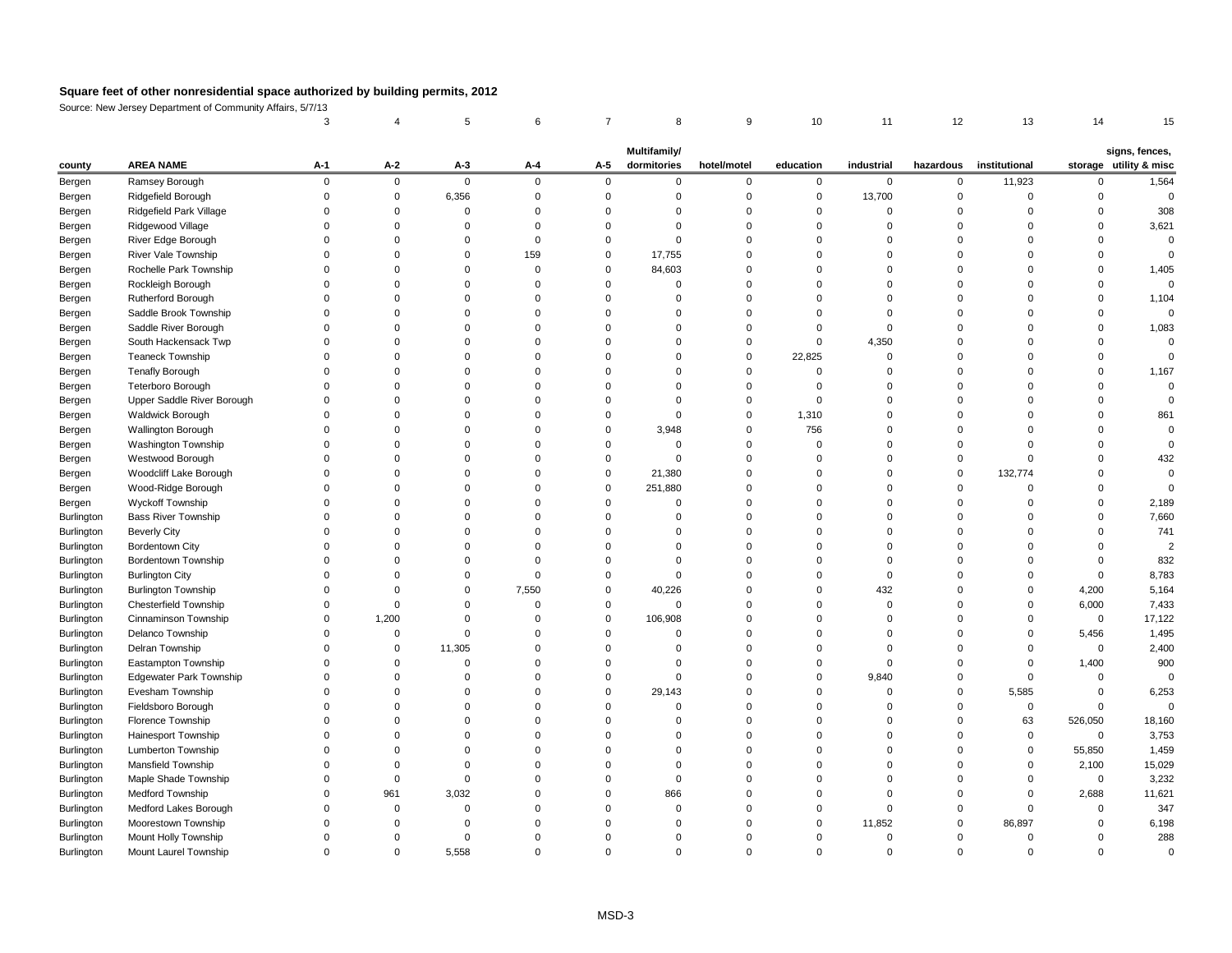**Square feet of other nonresidential space authorized by building permits, 2012**

Source: New Jersey Department of Community Affairs, 5/7/13

| | | 3 | 4 | 5 | 6 | 7 | 8 | 9 | 10 | 11 | 12 | 13 | 14 | 15 |
|---|---|---|---|---|---|---|---|---|---|---|---|---|---|---|
| **county** | **AREA NAME** | **A-1** | **A-2** | **A-3** | **A-4** | **A-5** | **Multifamily/ dormitories** | **hotel/motel** | **education** | **industrial** | **hazardous** | **institutional** | **storage** | **signs, fences, utility & misc** |
| Bergen | Ramsey Borough | 0 | 0 | 0 | 0 | 0 | 0 | 0 | 0 | 0 | 0 | 11,923 | 0 | 1,564 |
| Bergen | Ridgefield Borough | 0 | 0 | 6,356 | 0 | 0 | 0 | 0 | 0 | 13,700 | 0 | 0 | 0 | 0 |
| Bergen | Ridgefield Park Village | 0 | 0 | 0 | 0 | 0 | 0 | 0 | 0 | 0 | 0 | 0 | 0 | 308 |
| Bergen | Ridgewood Village | 0 | 0 | 0 | 0 | 0 | 0 | 0 | 0 | 0 | 0 | 0 | 0 | 3,621 |
| Bergen | River Edge Borough | 0 | 0 | 0 | 0 | 0 | 0 | 0 | 0 | 0 | 0 | 0 | 0 | 0 |
| Bergen | River Vale Township | 0 | 0 | 0 | 159 | 0 | 17,755 | 0 | 0 | 0 | 0 | 0 | 0 | 0 |
| Bergen | Rochelle Park Township | 0 | 0 | 0 | 0 | 0 | 84,603 | 0 | 0 | 0 | 0 | 0 | 0 | 1,405 |
| Bergen | Rockleigh Borough | 0 | 0 | 0 | 0 | 0 | 0 | 0 | 0 | 0 | 0 | 0 | 0 | 0 |
| Bergen | Rutherford Borough | 0 | 0 | 0 | 0 | 0 | 0 | 0 | 0 | 0 | 0 | 0 | 0 | 1,104 |
| Bergen | Saddle Brook Township | 0 | 0 | 0 | 0 | 0 | 0 | 0 | 0 | 0 | 0 | 0 | 0 | 0 |
| Bergen | Saddle River Borough | 0 | 0 | 0 | 0 | 0 | 0 | 0 | 0 | 0 | 0 | 0 | 0 | 1,083 |
| Bergen | South Hackensack Twp | 0 | 0 | 0 | 0 | 0 | 0 | 0 | 0 | 4,350 | 0 | 0 | 0 | 0 |
| Bergen | Teaneck Township | 0 | 0 | 0 | 0 | 0 | 0 | 0 | 22,825 | 0 | 0 | 0 | 0 | 0 |
| Bergen | Tenafly Borough | 0 | 0 | 0 | 0 | 0 | 0 | 0 | 0 | 0 | 0 | 0 | 0 | 1,167 |
| Bergen | Teterboro Borough | 0 | 0 | 0 | 0 | 0 | 0 | 0 | 0 | 0 | 0 | 0 | 0 | 0 |
| Bergen | Upper Saddle River Borough | 0 | 0 | 0 | 0 | 0 | 0 | 0 | 0 | 0 | 0 | 0 | 0 | 0 |
| Bergen | Waldwick Borough | 0 | 0 | 0 | 0 | 0 | 0 | 0 | 1,310 | 0 | 0 | 0 | 0 | 861 |
| Bergen | Wallington Borough | 0 | 0 | 0 | 0 | 0 | 3,948 | 0 | 756 | 0 | 0 | 0 | 0 | 0 |
| Bergen | Washington Township | 0 | 0 | 0 | 0 | 0 | 0 | 0 | 0 | 0 | 0 | 0 | 0 | 0 |
| Bergen | Westwood Borough | 0 | 0 | 0 | 0 | 0 | 0 | 0 | 0 | 0 | 0 | 0 | 0 | 432 |
| Bergen | Woodcliff Lake Borough | 0 | 0 | 0 | 0 | 0 | 21,380 | 0 | 0 | 0 | 0 | 132,774 | 0 | 0 |
| Bergen | Wood-Ridge Borough | 0 | 0 | 0 | 0 | 0 | 251,880 | 0 | 0 | 0 | 0 | 0 | 0 | 0 |
| Bergen | Wyckoff Township | 0 | 0 | 0 | 0 | 0 | 0 | 0 | 0 | 0 | 0 | 0 | 0 | 2,189 |
| Burlington | Bass River Township | 0 | 0 | 0 | 0 | 0 | 0 | 0 | 0 | 0 | 0 | 0 | 0 | 7,660 |
| Burlington | Beverly City | 0 | 0 | 0 | 0 | 0 | 0 | 0 | 0 | 0 | 0 | 0 | 0 | 741 |
| Burlington | Bordentown City | 0 | 0 | 0 | 0 | 0 | 0 | 0 | 0 | 0 | 0 | 0 | 0 | 2 |
| Burlington | Bordentown Township | 0 | 0 | 0 | 0 | 0 | 0 | 0 | 0 | 0 | 0 | 0 | 0 | 832 |
| Burlington | Burlington City | 0 | 0 | 0 | 0 | 0 | 0 | 0 | 0 | 0 | 0 | 0 | 0 | 8,783 |
| Burlington | Burlington Township | 0 | 0 | 0 | 7,550 | 0 | 40,226 | 0 | 0 | 432 | 0 | 0 | 4,200 | 5,164 |
| Burlington | Chesterfield Township | 0 | 0 | 0 | 0 | 0 | 0 | 0 | 0 | 0 | 0 | 0 | 6,000 | 7,433 |
| Burlington | Cinnaminson Township | 0 | 1,200 | 0 | 0 | 0 | 106,908 | 0 | 0 | 0 | 0 | 0 | 0 | 17,122 |
| Burlington | Delanco Township | 0 | 0 | 0 | 0 | 0 | 0 | 0 | 0 | 0 | 0 | 0 | 5,456 | 1,495 |
| Burlington | Delran Township | 0 | 0 | 11,305 | 0 | 0 | 0 | 0 | 0 | 0 | 0 | 0 | 0 | 2,400 |
| Burlington | Eastampton Township | 0 | 0 | 0 | 0 | 0 | 0 | 0 | 0 | 0 | 0 | 0 | 1,400 | 900 |
| Burlington | Edgewater Park Township | 0 | 0 | 0 | 0 | 0 | 0 | 0 | 0 | 9,840 | 0 | 0 | 0 | 0 |
| Burlington | Evesham Township | 0 | 0 | 0 | 0 | 0 | 29,143 | 0 | 0 | 0 | 0 | 5,585 | 0 | 6,253 |
| Burlington | Fieldsboro Borough | 0 | 0 | 0 | 0 | 0 | 0 | 0 | 0 | 0 | 0 | 0 | 0 | 0 |
| Burlington | Florence Township | 0 | 0 | 0 | 0 | 0 | 0 | 0 | 0 | 0 | 0 | 63 | 526,050 | 18,160 |
| Burlington | Hainesport Township | 0 | 0 | 0 | 0 | 0 | 0 | 0 | 0 | 0 | 0 | 0 | 0 | 3,753 |
| Burlington | Lumberton Township | 0 | 0 | 0 | 0 | 0 | 0 | 0 | 0 | 0 | 0 | 0 | 55,850 | 1,459 |
| Burlington | Mansfield Township | 0 | 0 | 0 | 0 | 0 | 0 | 0 | 0 | 0 | 0 | 0 | 2,100 | 15,029 |
| Burlington | Maple Shade Township | 0 | 0 | 0 | 0 | 0 | 0 | 0 | 0 | 0 | 0 | 0 | 0 | 3,232 |
| Burlington | Medford Township | 0 | 961 | 3,032 | 0 | 0 | 866 | 0 | 0 | 0 | 0 | 0 | 2,688 | 11,621 |
| Burlington | Medford Lakes Borough | 0 | 0 | 0 | 0 | 0 | 0 | 0 | 0 | 0 | 0 | 0 | 0 | 347 |
| Burlington | Moorestown Township | 0 | 0 | 0 | 0 | 0 | 0 | 0 | 0 | 11,852 | 0 | 86,897 | 0 | 6,198 |
| Burlington | Mount Holly Township | 0 | 0 | 0 | 0 | 0 | 0 | 0 | 0 | 0 | 0 | 0 | 0 | 288 |
| Burlington | Mount Laurel Township | 0 | 0 | 5,558 | 0 | 0 | 0 | 0 | 0 | 0 | 0 | 0 | 0 | 0 |

MSD-3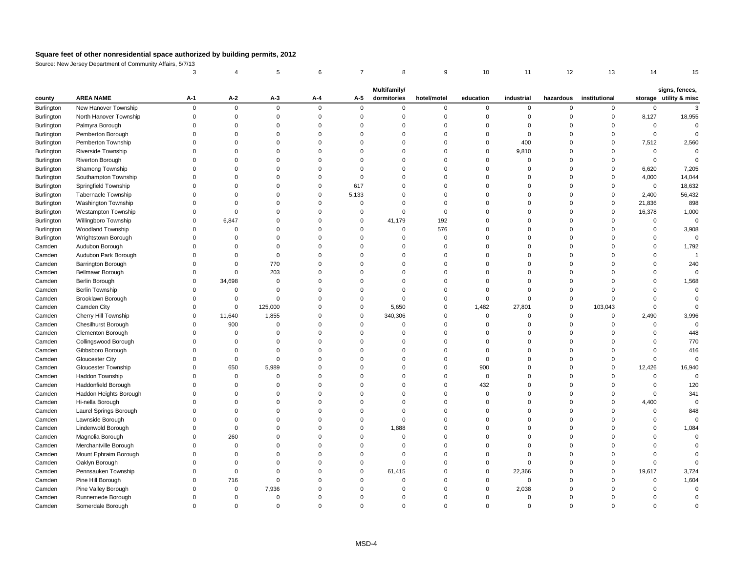## Square feet of other nonresidential space authorized by building permits, 2012

Source: New Jersey Department of Community Affairs, 5/7/13

| | | 3 | 4 | 5 | 6 | 7 | 8 | 9 | 10 | 11 | 12 | 13 | 14 | 15 |
|---|---|---|---|---|---|---|---|---|---|---|---|---|---|---|
| county | AREA NAME | A-1 | A-2 | A-3 | A-4 | A-5 | Multifamily/ dormitories | hotel/motel | education | industrial | hazardous | institutional | storage | signs, fences, utility & misc |
| Burlington | New Hanover Township | 0 | 0 | 0 | 0 | 0 | 0 | 0 | 0 | 0 | 0 | 0 | 0 | 3 |
| Burlington | North Hanover Township | 0 | 0 | 0 | 0 | 0 | 0 | 0 | 0 | 0 | 0 | 0 | 8,127 | 18,955 |
| Burlington | Palmyra Borough | 0 | 0 | 0 | 0 | 0 | 0 | 0 | 0 | 0 | 0 | 0 | 0 | 0 |
| Burlington | Pemberton Borough | 0 | 0 | 0 | 0 | 0 | 0 | 0 | 0 | 0 | 0 | 0 | 0 | 0 |
| Burlington | Pemberton Township | 0 | 0 | 0 | 0 | 0 | 0 | 0 | 0 | 400 | 0 | 0 | 7,512 | 2,560 |
| Burlington | Riverside Township | 0 | 0 | 0 | 0 | 0 | 0 | 0 | 0 | 9,810 | 0 | 0 | 0 | 0 |
| Burlington | Riverton Borough | 0 | 0 | 0 | 0 | 0 | 0 | 0 | 0 | 0 | 0 | 0 | 0 | 0 |
| Burlington | Shamong Township | 0 | 0 | 0 | 0 | 0 | 0 | 0 | 0 | 0 | 0 | 0 | 6,620 | 7,205 |
| Burlington | Southampton Township | 0 | 0 | 0 | 0 | 0 | 0 | 0 | 0 | 0 | 0 | 0 | 4,000 | 14,044 |
| Burlington | Springfield Township | 0 | 0 | 0 | 0 | 617 | 0 | 0 | 0 | 0 | 0 | 0 | 0 | 18,632 |
| Burlington | Tabernacle Township | 0 | 0 | 0 | 0 | 5,133 | 0 | 0 | 0 | 0 | 0 | 0 | 2,400 | 56,432 |
| Burlington | Washington Township | 0 | 0 | 0 | 0 | 0 | 0 | 0 | 0 | 0 | 0 | 0 | 21,836 | 898 |
| Burlington | Westampton Township | 0 | 0 | 0 | 0 | 0 | 0 | 0 | 0 | 0 | 0 | 0 | 16,378 | 1,000 |
| Burlington | Willingboro Township | 0 | 6,847 | 0 | 0 | 0 | 41,179 | 192 | 0 | 0 | 0 | 0 | 0 | 0 |
| Burlington | Woodland Township | 0 | 0 | 0 | 0 | 0 | 0 | 576 | 0 | 0 | 0 | 0 | 0 | 3,908 |
| Burlington | Wrightstown Borough | 0 | 0 | 0 | 0 | 0 | 0 | 0 | 0 | 0 | 0 | 0 | 0 | 0 |
| Camden | Audubon Borough | 0 | 0 | 0 | 0 | 0 | 0 | 0 | 0 | 0 | 0 | 0 | 0 | 1,792 |
| Camden | Audubon Park Borough | 0 | 0 | 0 | 0 | 0 | 0 | 0 | 0 | 0 | 0 | 0 | 0 | 1 |
| Camden | Barrington Borough | 0 | 0 | 770 | 0 | 0 | 0 | 0 | 0 | 0 | 0 | 0 | 0 | 240 |
| Camden | Bellmawr Borough | 0 | 0 | 203 | 0 | 0 | 0 | 0 | 0 | 0 | 0 | 0 | 0 | 0 |
| Camden | Berlin Borough | 0 | 34,698 | 0 | 0 | 0 | 0 | 0 | 0 | 0 | 0 | 0 | 0 | 1,568 |
| Camden | Berlin Township | 0 | 0 | 0 | 0 | 0 | 0 | 0 | 0 | 0 | 0 | 0 | 0 | 0 |
| Camden | Brooklawn Borough | 0 | 0 | 0 | 0 | 0 | 0 | 0 | 0 | 0 | 0 | 0 | 0 | 0 |
| Camden | Camden City | 0 | 0 | 125,000 | 0 | 0 | 5,650 | 0 | 1,482 | 27,801 | 0 | 103,043 | 0 | 0 |
| Camden | Cherry Hill Township | 0 | 11,640 | 1,855 | 0 | 0 | 340,306 | 0 | 0 | 0 | 0 | 0 | 2,490 | 3,996 |
| Camden | Chesilhurst Borough | 0 | 900 | 0 | 0 | 0 | 0 | 0 | 0 | 0 | 0 | 0 | 0 | 0 |
| Camden | Clementon Borough | 0 | 0 | 0 | 0 | 0 | 0 | 0 | 0 | 0 | 0 | 0 | 0 | 448 |
| Camden | Collingswood Borough | 0 | 0 | 0 | 0 | 0 | 0 | 0 | 0 | 0 | 0 | 0 | 0 | 770 |
| Camden | Gibbsboro Borough | 0 | 0 | 0 | 0 | 0 | 0 | 0 | 0 | 0 | 0 | 0 | 0 | 416 |
| Camden | Gloucester City | 0 | 0 | 0 | 0 | 0 | 0 | 0 | 0 | 0 | 0 | 0 | 0 | 0 |
| Camden | Gloucester Township | 0 | 650 | 5,989 | 0 | 0 | 0 | 0 | 900 | 0 | 0 | 0 | 12,426 | 16,940 |
| Camden | Haddon Township | 0 | 0 | 0 | 0 | 0 | 0 | 0 | 0 | 0 | 0 | 0 | 0 | 0 |
| Camden | Haddonfield Borough | 0 | 0 | 0 | 0 | 0 | 0 | 0 | 432 | 0 | 0 | 0 | 0 | 120 |
| Camden | Haddon Heights Borough | 0 | 0 | 0 | 0 | 0 | 0 | 0 | 0 | 0 | 0 | 0 | 0 | 341 |
| Camden | Hi-nella Borough | 0 | 0 | 0 | 0 | 0 | 0 | 0 | 0 | 0 | 0 | 0 | 4,400 | 0 |
| Camden | Laurel Springs Borough | 0 | 0 | 0 | 0 | 0 | 0 | 0 | 0 | 0 | 0 | 0 | 0 | 848 |
| Camden | Lawnside Borough | 0 | 0 | 0 | 0 | 0 | 0 | 0 | 0 | 0 | 0 | 0 | 0 | 0 |
| Camden | Lindenwold Borough | 0 | 0 | 0 | 0 | 0 | 1,888 | 0 | 0 | 0 | 0 | 0 | 0 | 1,084 |
| Camden | Magnolia Borough | 0 | 260 | 0 | 0 | 0 | 0 | 0 | 0 | 0 | 0 | 0 | 0 | 0 |
| Camden | Merchantville Borough | 0 | 0 | 0 | 0 | 0 | 0 | 0 | 0 | 0 | 0 | 0 | 0 | 0 |
| Camden | Mount Ephraim Borough | 0 | 0 | 0 | 0 | 0 | 0 | 0 | 0 | 0 | 0 | 0 | 0 | 0 |
| Camden | Oaklyn Borough | 0 | 0 | 0 | 0 | 0 | 0 | 0 | 0 | 0 | 0 | 0 | 0 | 0 |
| Camden | Pennsauken Township | 0 | 0 | 0 | 0 | 0 | 61,415 | 0 | 0 | 22,366 | 0 | 0 | 19,617 | 3,724 |
| Camden | Pine Hill Borough | 0 | 716 | 0 | 0 | 0 | 0 | 0 | 0 | 0 | 0 | 0 | 0 | 1,604 |
| Camden | Pine Valley Borough | 0 | 0 | 7,936 | 0 | 0 | 0 | 0 | 0 | 2,038 | 0 | 0 | 0 | 0 |
| Camden | Runnemede Borough | 0 | 0 | 0 | 0 | 0 | 0 | 0 | 0 | 0 | 0 | 0 | 0 | 0 |
| Camden | Somerdale Borough | 0 | 0 | 0 | 0 | 0 | 0 | 0 | 0 | 0 | 0 | 0 | 0 | 0 |

MSD-4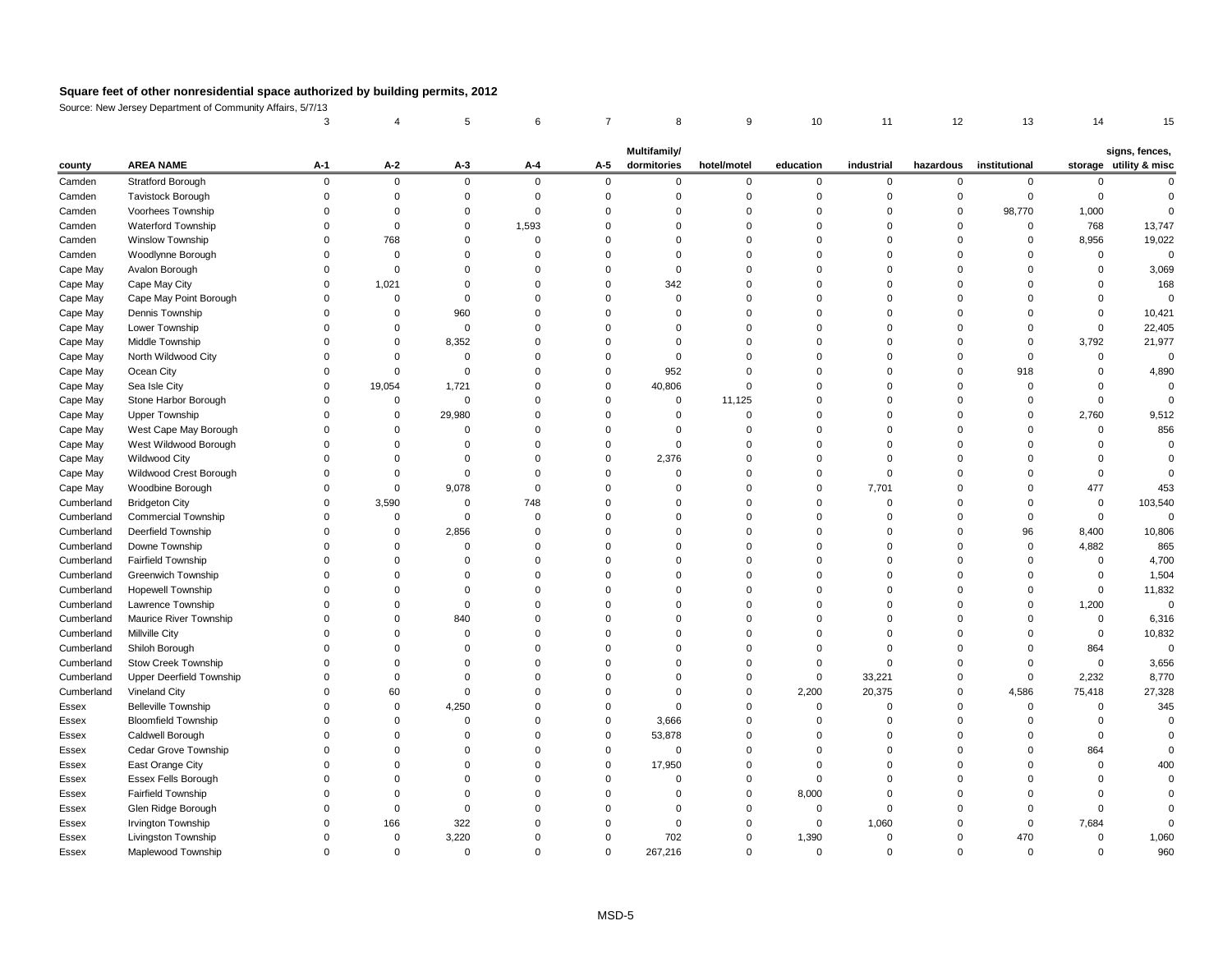# Square feet of other nonresidential space authorized by building permits, 2012

Source: New Jersey Department of Community Affairs, 5/7/13

| | | 3 | 4 | 5 | 6 | 7 | 8 | 9 | 10 | 11 | 12 | 13 | 14 | 15 |
|---|---|---|---|---|---|---|---|---|---|---|---|---|---|---|
| county | AREA NAME | A-1 | A-2 | A-3 | A-4 | A-5 | Multifamily/ dormitories | hotel/motel | education | industrial | hazardous | institutional | storage | signs, fences, utility & misc |
| Camden | Stratford Borough | 0 | 0 | 0 | 0 | 0 | 0 | 0 | 0 | 0 | 0 | 0 | 0 | 0 |
| Camden | Tavistock Borough | 0 | 0 | 0 | 0 | 0 | 0 | 0 | 0 | 0 | 0 | 0 | 0 | 0 |
| Camden | Voorhees Township | 0 | 0 | 0 | 0 | 0 | 0 | 0 | 0 | 0 | 0 | 98,770 | 1,000 | 0 |
| Camden | Waterford Township | 0 | 0 | 0 | 1,593 | 0 | 0 | 0 | 0 | 0 | 0 | 0 | 768 | 13,747 |
| Camden | Winslow Township | 0 | 768 | 0 | 0 | 0 | 0 | 0 | 0 | 0 | 0 | 0 | 8,956 | 19,022 |
| Camden | Woodlynne Borough | 0 | 0 | 0 | 0 | 0 | 0 | 0 | 0 | 0 | 0 | 0 | 0 | 0 |
| Cape May | Avalon Borough | 0 | 0 | 0 | 0 | 0 | 0 | 0 | 0 | 0 | 0 | 0 | 0 | 3,069 |
| Cape May | Cape May City | 0 | 1,021 | 0 | 0 | 0 | 342 | 0 | 0 | 0 | 0 | 0 | 0 | 168 |
| Cape May | Cape May Point Borough | 0 | 0 | 0 | 0 | 0 | 0 | 0 | 0 | 0 | 0 | 0 | 0 | 0 |
| Cape May | Dennis Township | 0 | 0 | 960 | 0 | 0 | 0 | 0 | 0 | 0 | 0 | 0 | 0 | 10,421 |
| Cape May | Lower Township | 0 | 0 | 0 | 0 | 0 | 0 | 0 | 0 | 0 | 0 | 0 | 0 | 22,405 |
| Cape May | Middle Township | 0 | 0 | 8,352 | 0 | 0 | 0 | 0 | 0 | 0 | 0 | 0 | 3,792 | 21,977 |
| Cape May | North Wildwood City | 0 | 0 | 0 | 0 | 0 | 0 | 0 | 0 | 0 | 0 | 0 | 0 | 0 |
| Cape May | Ocean City | 0 | 0 | 0 | 0 | 0 | 952 | 0 | 0 | 0 | 0 | 918 | 0 | 4,890 |
| Cape May | Sea Isle City | 0 | 19,054 | 1,721 | 0 | 0 | 40,806 | 0 | 0 | 0 | 0 | 0 | 0 | 0 |
| Cape May | Stone Harbor Borough | 0 | 0 | 0 | 0 | 0 | 0 | 11,125 | 0 | 0 | 0 | 0 | 0 | 0 |
| Cape May | Upper Township | 0 | 0 | 29,980 | 0 | 0 | 0 | 0 | 0 | 0 | 0 | 0 | 2,760 | 9,512 |
| Cape May | West Cape May Borough | 0 | 0 | 0 | 0 | 0 | 0 | 0 | 0 | 0 | 0 | 0 | 0 | 856 |
| Cape May | West Wildwood Borough | 0 | 0 | 0 | 0 | 0 | 0 | 0 | 0 | 0 | 0 | 0 | 0 | 0 |
| Cape May | Wildwood City | 0 | 0 | 0 | 0 | 0 | 2,376 | 0 | 0 | 0 | 0 | 0 | 0 | 0 |
| Cape May | Wildwood Crest Borough | 0 | 0 | 0 | 0 | 0 | 0 | 0 | 0 | 0 | 0 | 0 | 0 | 0 |
| Cape May | Woodbine Borough | 0 | 0 | 9,078 | 0 | 0 | 0 | 0 | 0 | 7,701 | 0 | 0 | 477 | 453 |
| Cumberland | Bridgeton City | 0 | 3,590 | 0 | 748 | 0 | 0 | 0 | 0 | 0 | 0 | 0 | 0 | 103,540 |
| Cumberland | Commercial Township | 0 | 0 | 0 | 0 | 0 | 0 | 0 | 0 | 0 | 0 | 0 | 0 | 0 |
| Cumberland | Deerfield Township | 0 | 0 | 2,856 | 0 | 0 | 0 | 0 | 0 | 0 | 0 | 96 | 8,400 | 10,806 |
| Cumberland | Downe Township | 0 | 0 | 0 | 0 | 0 | 0 | 0 | 0 | 0 | 0 | 0 | 4,882 | 865 |
| Cumberland | Fairfield Township | 0 | 0 | 0 | 0 | 0 | 0 | 0 | 0 | 0 | 0 | 0 | 0 | 4,700 |
| Cumberland | Greenwich Township | 0 | 0 | 0 | 0 | 0 | 0 | 0 | 0 | 0 | 0 | 0 | 0 | 1,504 |
| Cumberland | Hopewell Township | 0 | 0 | 0 | 0 | 0 | 0 | 0 | 0 | 0 | 0 | 0 | 0 | 11,832 |
| Cumberland | Lawrence Township | 0 | 0 | 0 | 0 | 0 | 0 | 0 | 0 | 0 | 0 | 0 | 1,200 | 0 |
| Cumberland | Maurice River Township | 0 | 0 | 840 | 0 | 0 | 0 | 0 | 0 | 0 | 0 | 0 | 0 | 6,316 |
| Cumberland | Millville City | 0 | 0 | 0 | 0 | 0 | 0 | 0 | 0 | 0 | 0 | 0 | 0 | 10,832 |
| Cumberland | Shiloh Borough | 0 | 0 | 0 | 0 | 0 | 0 | 0 | 0 | 0 | 0 | 0 | 864 | 0 |
| Cumberland | Stow Creek Township | 0 | 0 | 0 | 0 | 0 | 0 | 0 | 0 | 0 | 0 | 0 | 0 | 3,656 |
| Cumberland | Upper Deerfield Township | 0 | 0 | 0 | 0 | 0 | 0 | 0 | 0 | 33,221 | 0 | 0 | 2,232 | 8,770 |
| Cumberland | Vineland City | 0 | 60 | 0 | 0 | 0 | 0 | 0 | 2,200 | 20,375 | 0 | 4,586 | 75,418 | 27,328 |
| Essex | Belleville Township | 0 | 0 | 4,250 | 0 | 0 | 0 | 0 | 0 | 0 | 0 | 0 | 0 | 345 |
| Essex | Bloomfield Township | 0 | 0 | 0 | 0 | 0 | 3,666 | 0 | 0 | 0 | 0 | 0 | 0 | 0 |
| Essex | Caldwell Borough | 0 | 0 | 0 | 0 | 0 | 53,878 | 0 | 0 | 0 | 0 | 0 | 0 | 0 |
| Essex | Cedar Grove Township | 0 | 0 | 0 | 0 | 0 | 0 | 0 | 0 | 0 | 0 | 0 | 864 | 0 |
| Essex | East Orange City | 0 | 0 | 0 | 0 | 0 | 17,950 | 0 | 0 | 0 | 0 | 0 | 0 | 400 |
| Essex | Essex Fells Borough | 0 | 0 | 0 | 0 | 0 | 0 | 0 | 0 | 0 | 0 | 0 | 0 | 0 |
| Essex | Fairfield Township | 0 | 0 | 0 | 0 | 0 | 0 | 0 | 8,000 | 0 | 0 | 0 | 0 | 0 |
| Essex | Glen Ridge Borough | 0 | 0 | 0 | 0 | 0 | 0 | 0 | 0 | 0 | 0 | 0 | 0 | 0 |
| Essex | Irvington Township | 0 | 166 | 322 | 0 | 0 | 0 | 0 | 0 | 1,060 | 0 | 0 | 7,684 | 0 |
| Essex | Livingston Township | 0 | 0 | 3,220 | 0 | 0 | 702 | 0 | 1,390 | 0 | 0 | 470 | 0 | 1,060 |
| Essex | Maplewood Township | 0 | 0 | 0 | 0 | 0 | 267,216 | 0 | 0 | 0 | 0 | 0 | 0 | 960 |

MSD-5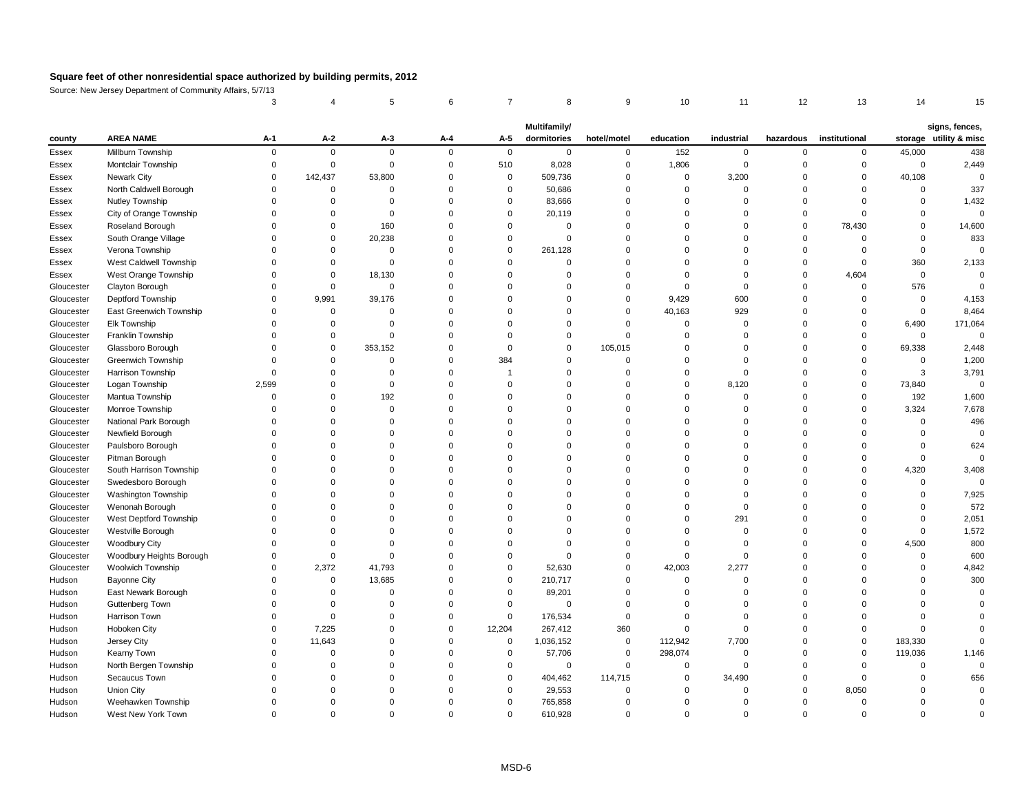**Square feet of other nonresidential space authorized by building permits, 2012**

Source: New Jersey Department of Community Affairs, 5/7/13

| | | 3 | 4 | 5 | 6 | 7 | 8 | 9 | 10 | 11 | 12 | 13 | 14 | 15 |
|---|---|---|---|---|---|---|---|---|---|---|---|---|---|---|
| county | AREA NAME | A-1 | A-2 | A-3 | A-4 | A-5 | Multifamily/ dormitories | hotel/motel | education | industrial | hazardous | institutional | storage | signs, fences, utility & misc |
| Essex | Millburn Township | 0 | 0 | 0 | 0 | 0 | 0 | 0 | 152 | 0 | 0 | 0 | 45,000 | 438 |
| Essex | Montclair Township | 0 | 0 | 0 | 0 | 510 | 8,028 | 0 | 1,806 | 0 | 0 | 0 | 0 | 2,449 |
| Essex | Newark City | 0 | 142,437 | 53,800 | 0 | 0 | 509,736 | 0 | 0 | 3,200 | 0 | 0 | 40,108 | 0 |
| Essex | North Caldwell Borough | 0 | 0 | 0 | 0 | 0 | 50,686 | 0 | 0 | 0 | 0 | 0 | 0 | 337 |
| Essex | Nutley Township | 0 | 0 | 0 | 0 | 0 | 83,666 | 0 | 0 | 0 | 0 | 0 | 0 | 1,432 |
| Essex | City of Orange Township | 0 | 0 | 0 | 0 | 0 | 20,119 | 0 | 0 | 0 | 0 | 0 | 0 | 0 |
| Essex | Roseland Borough | 0 | 0 | 160 | 0 | 0 | 0 | 0 | 0 | 0 | 0 | 78,430 | 0 | 14,600 |
| Essex | South Orange Village | 0 | 0 | 20,238 | 0 | 0 | 0 | 0 | 0 | 0 | 0 | 0 | 0 | 833 |
| Essex | Verona Township | 0 | 0 | 0 | 0 | 0 | 261,128 | 0 | 0 | 0 | 0 | 0 | 0 | 0 |
| Essex | West Caldwell Township | 0 | 0 | 0 | 0 | 0 | 0 | 0 | 0 | 0 | 0 | 0 | 360 | 2,133 |
| Essex | West Orange Township | 0 | 0 | 18,130 | 0 | 0 | 0 | 0 | 0 | 0 | 0 | 4,604 | 0 | 0 |
| Gloucester | Clayton Borough | 0 | 0 | 0 | 0 | 0 | 0 | 0 | 0 | 0 | 0 | 0 | 576 | 0 |
| Gloucester | Deptford Township | 0 | 9,991 | 39,176 | 0 | 0 | 0 | 0 | 9,429 | 600 | 0 | 0 | 0 | 4,153 |
| Gloucester | East Greenwich Township | 0 | 0 | 0 | 0 | 0 | 0 | 0 | 40,163 | 929 | 0 | 0 | 0 | 8,464 |
| Gloucester | Elk Township | 0 | 0 | 0 | 0 | 0 | 0 | 0 | 0 | 0 | 0 | 0 | 6,490 | 171,064 |
| Gloucester | Franklin Township | 0 | 0 | 0 | 0 | 0 | 0 | 0 | 0 | 0 | 0 | 0 | 0 | 0 |
| Gloucester | Glassboro Borough | 0 | 0 | 353,152 | 0 | 0 | 0 | 105,015 | 0 | 0 | 0 | 0 | 69,338 | 2,448 |
| Gloucester | Greenwich Township | 0 | 0 | 0 | 0 | 384 | 0 | 0 | 0 | 0 | 0 | 0 | 0 | 1,200 |
| Gloucester | Harrison Township | 0 | 0 | 0 | 0 | 1 | 0 | 0 | 0 | 0 | 0 | 0 | 3 | 3,791 |
| Gloucester | Logan Township | 2,599 | 0 | 0 | 0 | 0 | 0 | 0 | 0 | 8,120 | 0 | 0 | 73,840 | 0 |
| Gloucester | Mantua Township | 0 | 0 | 192 | 0 | 0 | 0 | 0 | 0 | 0 | 0 | 0 | 192 | 1,600 |
| Gloucester | Monroe Township | 0 | 0 | 0 | 0 | 0 | 0 | 0 | 0 | 0 | 0 | 0 | 3,324 | 7,678 |
| Gloucester | National Park Borough | 0 | 0 | 0 | 0 | 0 | 0 | 0 | 0 | 0 | 0 | 0 | 0 | 496 |
| Gloucester | Newfield Borough | 0 | 0 | 0 | 0 | 0 | 0 | 0 | 0 | 0 | 0 | 0 | 0 | 0 |
| Gloucester | Paulsboro Borough | 0 | 0 | 0 | 0 | 0 | 0 | 0 | 0 | 0 | 0 | 0 | 0 | 624 |
| Gloucester | Pitman Borough | 0 | 0 | 0 | 0 | 0 | 0 | 0 | 0 | 0 | 0 | 0 | 0 | 0 |
| Gloucester | South Harrison Township | 0 | 0 | 0 | 0 | 0 | 0 | 0 | 0 | 0 | 0 | 0 | 4,320 | 3,408 |
| Gloucester | Swedesboro Borough | 0 | 0 | 0 | 0 | 0 | 0 | 0 | 0 | 0 | 0 | 0 | 0 | 0 |
| Gloucester | Washington Township | 0 | 0 | 0 | 0 | 0 | 0 | 0 | 0 | 0 | 0 | 0 | 0 | 7,925 |
| Gloucester | Wenonah Borough | 0 | 0 | 0 | 0 | 0 | 0 | 0 | 0 | 0 | 0 | 0 | 0 | 572 |
| Gloucester | West Deptford Township | 0 | 0 | 0 | 0 | 0 | 0 | 0 | 0 | 291 | 0 | 0 | 0 | 2,051 |
| Gloucester | Westville Borough | 0 | 0 | 0 | 0 | 0 | 0 | 0 | 0 | 0 | 0 | 0 | 0 | 1,572 |
| Gloucester | Woodbury City | 0 | 0 | 0 | 0 | 0 | 0 | 0 | 0 | 0 | 0 | 0 | 4,500 | 800 |
| Gloucester | Woodbury Heights Borough | 0 | 0 | 0 | 0 | 0 | 0 | 0 | 0 | 0 | 0 | 0 | 0 | 600 |
| Gloucester | Woolwich Township | 0 | 2,372 | 41,793 | 0 | 0 | 52,630 | 0 | 42,003 | 2,277 | 0 | 0 | 0 | 4,842 |
| Hudson | Bayonne City | 0 | 0 | 13,685 | 0 | 0 | 210,717 | 0 | 0 | 0 | 0 | 0 | 0 | 300 |
| Hudson | East Newark Borough | 0 | 0 | 0 | 0 | 0 | 89,201 | 0 | 0 | 0 | 0 | 0 | 0 | 0 |
| Hudson | Guttenberg Town | 0 | 0 | 0 | 0 | 0 | 0 | 0 | 0 | 0 | 0 | 0 | 0 | 0 |
| Hudson | Harrison Town | 0 | 0 | 0 | 0 | 0 | 176,534 | 0 | 0 | 0 | 0 | 0 | 0 | 0 |
| Hudson | Hoboken City | 0 | 7,225 | 0 | 0 | 12,204 | 267,412 | 360 | 0 | 0 | 0 | 0 | 0 | 0 |
| Hudson | Jersey City | 0 | 11,643 | 0 | 0 | 0 | 1,036,152 | 0 | 112,942 | 7,700 | 0 | 0 | 183,330 | 0 |
| Hudson | Kearny Town | 0 | 0 | 0 | 0 | 0 | 57,706 | 0 | 298,074 | 0 | 0 | 0 | 119,036 | 1,146 |
| Hudson | North Bergen Township | 0 | 0 | 0 | 0 | 0 | 0 | 0 | 0 | 0 | 0 | 0 | 0 | 0 |
| Hudson | Secaucus Town | 0 | 0 | 0 | 0 | 0 | 404,462 | 114,715 | 0 | 34,490 | 0 | 0 | 0 | 656 |
| Hudson | Union City | 0 | 0 | 0 | 0 | 0 | 29,553 | 0 | 0 | 0 | 0 | 8,050 | 0 | 0 |
| Hudson | Weehawken Township | 0 | 0 | 0 | 0 | 0 | 765,858 | 0 | 0 | 0 | 0 | 0 | 0 | 0 |
| Hudson | West New York Town | 0 | 0 | 0 | 0 | 0 | 610,928 | 0 | 0 | 0 | 0 | 0 | 0 | 0 |

MSD-6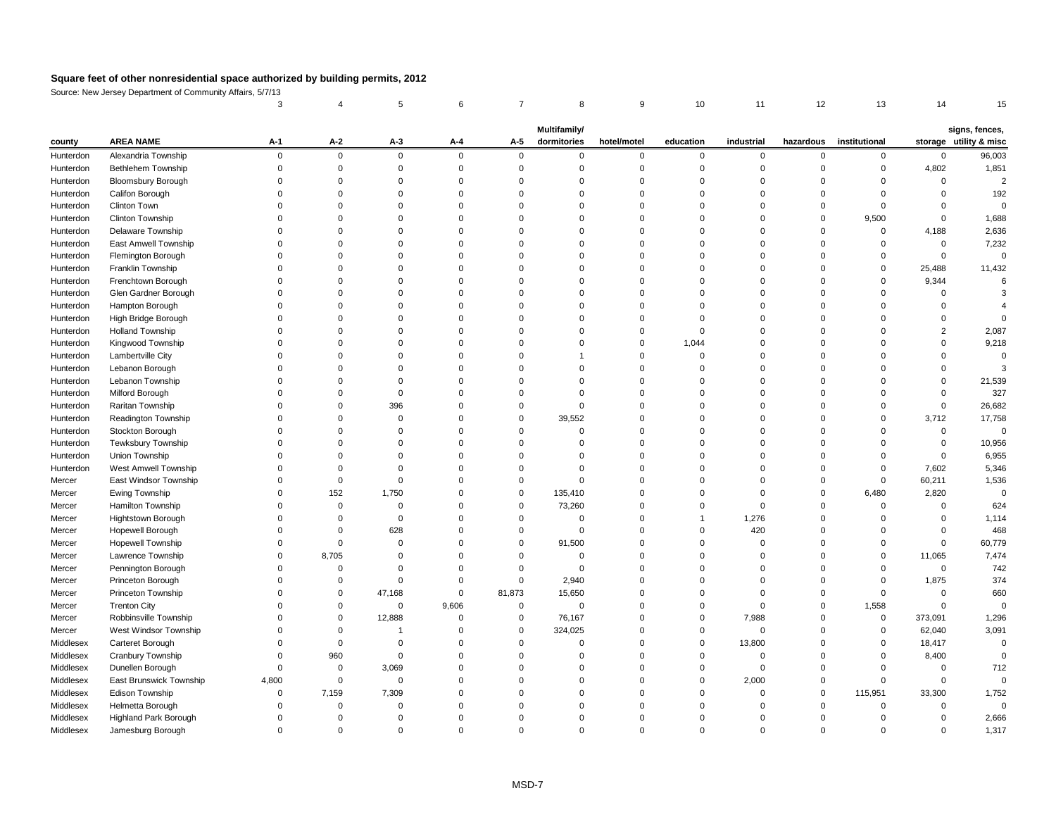**Square feet of other nonresidential space authorized by building permits, 2012**

Source: New Jersey Department of Community Affairs, 5/7/13

| | | 3 | 4 | 5 | 6 | 7 | 8 | 9 | 10 | 11 | 12 | 13 | 14 | 15 |
|---|---|---|---|---|---|---|---|---|---|---|---|---|---|---|
| county | AREA NAME | A-1 | A-2 | A-3 | A-4 | A-5 | Multifamily/ dormitories | hotel/motel | education | industrial | hazardous | institutional | storage | signs, fences, utility & misc |
| Hunterdon | Alexandria Township | 0 | 0 | 0 | 0 | 0 | 0 | 0 | 0 | 0 | 0 | 0 | 0 | 96,003 |
| Hunterdon | Bethlehem Township | 0 | 0 | 0 | 0 | 0 | 0 | 0 | 0 | 0 | 0 | 0 | 4,802 | 1,851 |
| Hunterdon | Bloomsbury Borough | 0 | 0 | 0 | 0 | 0 | 0 | 0 | 0 | 0 | 0 | 0 | 0 | 2 |
| Hunterdon | Califon Borough | 0 | 0 | 0 | 0 | 0 | 0 | 0 | 0 | 0 | 0 | 0 | 0 | 192 |
| Hunterdon | Clinton Town | 0 | 0 | 0 | 0 | 0 | 0 | 0 | 0 | 0 | 0 | 0 | 0 | 0 |
| Hunterdon | Clinton Township | 0 | 0 | 0 | 0 | 0 | 0 | 0 | 0 | 0 | 0 | 9,500 | 0 | 1,688 |
| Hunterdon | Delaware Township | 0 | 0 | 0 | 0 | 0 | 0 | 0 | 0 | 0 | 0 | 0 | 4,188 | 2,636 |
| Hunterdon | East Amwell Township | 0 | 0 | 0 | 0 | 0 | 0 | 0 | 0 | 0 | 0 | 0 | 0 | 7,232 |
| Hunterdon | Flemington Borough | 0 | 0 | 0 | 0 | 0 | 0 | 0 | 0 | 0 | 0 | 0 | 0 | 0 |
| Hunterdon | Franklin Township | 0 | 0 | 0 | 0 | 0 | 0 | 0 | 0 | 0 | 0 | 0 | 25,488 | 11,432 |
| Hunterdon | Frenchtown Borough | 0 | 0 | 0 | 0 | 0 | 0 | 0 | 0 | 0 | 0 | 0 | 9,344 | 6 |
| Hunterdon | Glen Gardner Borough | 0 | 0 | 0 | 0 | 0 | 0 | 0 | 0 | 0 | 0 | 0 | 0 | 3 |
| Hunterdon | Hampton Borough | 0 | 0 | 0 | 0 | 0 | 0 | 0 | 0 | 0 | 0 | 0 | 0 | 4 |
| Hunterdon | High Bridge Borough | 0 | 0 | 0 | 0 | 0 | 0 | 0 | 0 | 0 | 0 | 0 | 0 | 0 |
| Hunterdon | Holland Township | 0 | 0 | 0 | 0 | 0 | 0 | 0 | 0 | 0 | 0 | 0 | 2 | 2,087 |
| Hunterdon | Kingwood Township | 0 | 0 | 0 | 0 | 0 | 0 | 0 | 1,044 | 0 | 0 | 0 | 0 | 9,218 |
| Hunterdon | Lambertville City | 0 | 0 | 0 | 0 | 0 | 1 | 0 | 0 | 0 | 0 | 0 | 0 | 0 |
| Hunterdon | Lebanon Borough | 0 | 0 | 0 | 0 | 0 | 0 | 0 | 0 | 0 | 0 | 0 | 0 | 3 |
| Hunterdon | Lebanon Township | 0 | 0 | 0 | 0 | 0 | 0 | 0 | 0 | 0 | 0 | 0 | 0 | 21,539 |
| Hunterdon | Milford Borough | 0 | 0 | 0 | 0 | 0 | 0 | 0 | 0 | 0 | 0 | 0 | 0 | 327 |
| Hunterdon | Raritan Township | 0 | 0 | 396 | 0 | 0 | 0 | 0 | 0 | 0 | 0 | 0 | 0 | 26,682 |
| Hunterdon | Readington Township | 0 | 0 | 0 | 0 | 0 | 39,552 | 0 | 0 | 0 | 0 | 0 | 3,712 | 17,758 |
| Hunterdon | Stockton Borough | 0 | 0 | 0 | 0 | 0 | 0 | 0 | 0 | 0 | 0 | 0 | 0 | 0 |
| Hunterdon | Tewksbury Township | 0 | 0 | 0 | 0 | 0 | 0 | 0 | 0 | 0 | 0 | 0 | 0 | 10,956 |
| Hunterdon | Union Township | 0 | 0 | 0 | 0 | 0 | 0 | 0 | 0 | 0 | 0 | 0 | 0 | 6,955 |
| Hunterdon | West Amwell Township | 0 | 0 | 0 | 0 | 0 | 0 | 0 | 0 | 0 | 0 | 0 | 7,602 | 5,346 |
| Mercer | East Windsor Township | 0 | 0 | 0 | 0 | 0 | 0 | 0 | 0 | 0 | 0 | 0 | 60,211 | 1,536 |
| Mercer | Ewing Township | 0 | 152 | 1,750 | 0 | 0 | 135,410 | 0 | 0 | 0 | 0 | 6,480 | 2,820 | 0 |
| Mercer | Hamilton Township | 0 | 0 | 0 | 0 | 0 | 73,260 | 0 | 0 | 0 | 0 | 0 | 0 | 624 |
| Mercer | Hightstown Borough | 0 | 0 | 0 | 0 | 0 | 0 | 0 | 1 | 1,276 | 0 | 0 | 0 | 1,114 |
| Mercer | Hopewell Borough | 0 | 0 | 628 | 0 | 0 | 0 | 0 | 0 | 420 | 0 | 0 | 0 | 468 |
| Mercer | Hopewell Township | 0 | 0 | 0 | 0 | 0 | 91,500 | 0 | 0 | 0 | 0 | 0 | 0 | 60,779 |
| Mercer | Lawrence Township | 0 | 8,705 | 0 | 0 | 0 | 0 | 0 | 0 | 0 | 0 | 0 | 11,065 | 7,474 |
| Mercer | Pennington Borough | 0 | 0 | 0 | 0 | 0 | 0 | 0 | 0 | 0 | 0 | 0 | 0 | 742 |
| Mercer | Princeton Borough | 0 | 0 | 0 | 0 | 0 | 2,940 | 0 | 0 | 0 | 0 | 0 | 1,875 | 374 |
| Mercer | Princeton Township | 0 | 0 | 47,168 | 0 | 81,873 | 15,650 | 0 | 0 | 0 | 0 | 0 | 0 | 660 |
| Mercer | Trenton City | 0 | 0 | 0 | 9,606 | 0 | 0 | 0 | 0 | 0 | 0 | 1,558 | 0 | 0 |
| Mercer | Robbinsville Township | 0 | 0 | 12,888 | 0 | 0 | 76,167 | 0 | 0 | 7,988 | 0 | 0 | 373,091 | 1,296 |
| Mercer | West Windsor Township | 0 | 0 | 1 | 0 | 0 | 324,025 | 0 | 0 | 0 | 0 | 0 | 62,040 | 3,091 |
| Middlesex | Carteret Borough | 0 | 0 | 0 | 0 | 0 | 0 | 0 | 0 | 13,800 | 0 | 0 | 18,417 | 0 |
| Middlesex | Cranbury Township | 0 | 960 | 0 | 0 | 0 | 0 | 0 | 0 | 0 | 0 | 0 | 8,400 | 0 |
| Middlesex | Dunellen Borough | 0 | 0 | 3,069 | 0 | 0 | 0 | 0 | 0 | 0 | 0 | 0 | 0 | 712 |
| Middlesex | East Brunswick Township | 4,800 | 0 | 0 | 0 | 0 | 0 | 0 | 0 | 2,000 | 0 | 0 | 0 | 0 |
| Middlesex | Edison Township | 0 | 7,159 | 7,309 | 0 | 0 | 0 | 0 | 0 | 0 | 0 | 115,951 | 33,300 | 1,752 |
| Middlesex | Helmetta Borough | 0 | 0 | 0 | 0 | 0 | 0 | 0 | 0 | 0 | 0 | 0 | 0 | 0 |
| Middlesex | Highland Park Borough | 0 | 0 | 0 | 0 | 0 | 0 | 0 | 0 | 0 | 0 | 0 | 0 | 2,666 |
| Middlesex | Jamesburg Borough | 0 | 0 | 0 | 0 | 0 | 0 | 0 | 0 | 0 | 0 | 0 | 0 | 1,317 |

MSD-7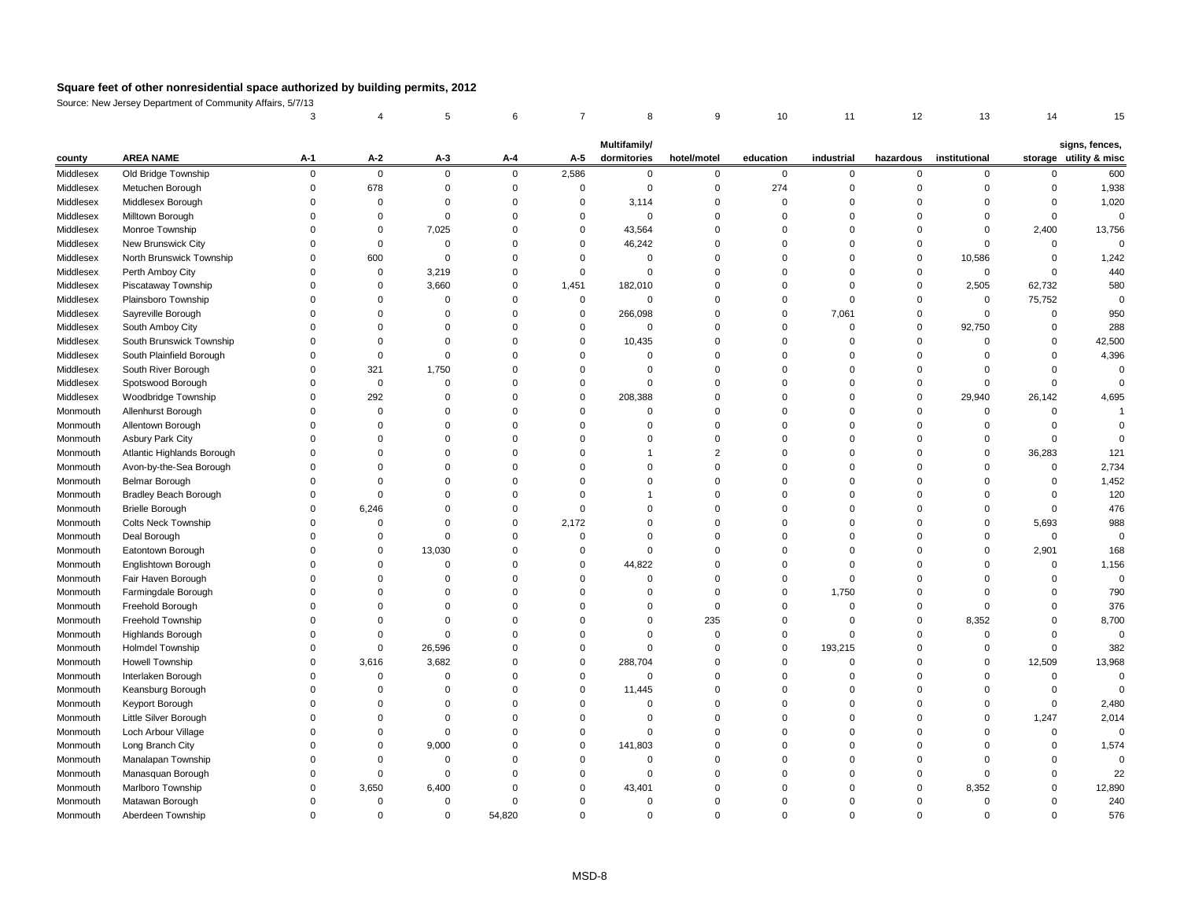# Square feet of other nonresidential space authorized by building permits, 2012

Source: New Jersey Department of Community Affairs, 5/7/13

| | | 3 | 4 | 5 | 6 | 7 | 8 | 9 | 10 | 11 | 12 | 13 | 14 | 15 |
|---|---|---|---|---|---|---|---|---|---|---|---|---|---|---|
| county | AREA NAME | A-1 | A-2 | A-3 | A-4 | A-5 | Multifamily/ dormitories | hotel/motel | education | industrial | hazardous | institutional | storage | signs, fences, utility & misc |
| Middlesex | Old Bridge Township | 0 | 0 | 0 | 0 | 2,586 | 0 | 0 | 0 | 0 | 0 | 0 | 0 | 600 |
| Middlesex | Metuchen Borough | 0 | 678 | 0 | 0 | 0 | 0 | 0 | 274 | 0 | 0 | 0 | 0 | 1,938 |
| Middlesex | Middlesex Borough | 0 | 0 | 0 | 0 | 0 | 3,114 | 0 | 0 | 0 | 0 | 0 | 0 | 1,020 |
| Middlesex | Milltown Borough | 0 | 0 | 0 | 0 | 0 | 0 | 0 | 0 | 0 | 0 | 0 | 0 | 0 |
| Middlesex | Monroe Township | 0 | 0 | 7,025 | 0 | 0 | 43,564 | 0 | 0 | 0 | 0 | 0 | 2,400 | 13,756 |
| Middlesex | New Brunswick City | 0 | 0 | 0 | 0 | 0 | 46,242 | 0 | 0 | 0 | 0 | 0 | 0 | 0 |
| Middlesex | North Brunswick Township | 0 | 600 | 0 | 0 | 0 | 0 | 0 | 0 | 0 | 0 | 10,586 | 0 | 1,242 |
| Middlesex | Perth Amboy City | 0 | 0 | 3,219 | 0 | 0 | 0 | 0 | 0 | 0 | 0 | 0 | 0 | 440 |
| Middlesex | Piscataway Township | 0 | 0 | 3,660 | 0 | 1,451 | 182,010 | 0 | 0 | 0 | 0 | 2,505 | 62,732 | 580 |
| Middlesex | Plainsboro Township | 0 | 0 | 0 | 0 | 0 | 0 | 0 | 0 | 0 | 0 | 0 | 75,752 | 0 |
| Middlesex | Sayreville Borough | 0 | 0 | 0 | 0 | 0 | 266,098 | 0 | 0 | 7,061 | 0 | 0 | 0 | 950 |
| Middlesex | South Amboy City | 0 | 0 | 0 | 0 | 0 | 0 | 0 | 0 | 0 | 0 | 92,750 | 0 | 288 |
| Middlesex | South Brunswick Township | 0 | 0 | 0 | 0 | 0 | 10,435 | 0 | 0 | 0 | 0 | 0 | 0 | 42,500 |
| Middlesex | South Plainfield Borough | 0 | 0 | 0 | 0 | 0 | 0 | 0 | 0 | 0 | 0 | 0 | 0 | 4,396 |
| Middlesex | South River Borough | 0 | 321 | 1,750 | 0 | 0 | 0 | 0 | 0 | 0 | 0 | 0 | 0 | 0 |
| Middlesex | Spotswood Borough | 0 | 0 | 0 | 0 | 0 | 0 | 0 | 0 | 0 | 0 | 0 | 0 | 0 |
| Middlesex | Woodbridge Township | 0 | 292 | 0 | 0 | 0 | 208,388 | 0 | 0 | 0 | 0 | 29,940 | 26,142 | 4,695 |
| Monmouth | Allenhurst Borough | 0 | 0 | 0 | 0 | 0 | 0 | 0 | 0 | 0 | 0 | 0 | 0 | 1 |
| Monmouth | Allentown Borough | 0 | 0 | 0 | 0 | 0 | 0 | 0 | 0 | 0 | 0 | 0 | 0 | 0 |
| Monmouth | Asbury Park City | 0 | 0 | 0 | 0 | 0 | 0 | 0 | 0 | 0 | 0 | 0 | 0 | 0 |
| Monmouth | Atlantic Highlands Borough | 0 | 0 | 0 | 0 | 0 | 1 | 2 | 0 | 0 | 0 | 0 | 36,283 | 121 |
| Monmouth | Avon-by-the-Sea Borough | 0 | 0 | 0 | 0 | 0 | 0 | 0 | 0 | 0 | 0 | 0 | 0 | 2,734 |
| Monmouth | Belmar Borough | 0 | 0 | 0 | 0 | 0 | 0 | 0 | 0 | 0 | 0 | 0 | 0 | 1,452 |
| Monmouth | Bradley Beach Borough | 0 | 0 | 0 | 0 | 0 | 1 | 0 | 0 | 0 | 0 | 0 | 0 | 120 |
| Monmouth | Brielle Borough | 0 | 6,246 | 0 | 0 | 0 | 0 | 0 | 0 | 0 | 0 | 0 | 0 | 476 |
| Monmouth | Colts Neck Township | 0 | 0 | 0 | 0 | 2,172 | 0 | 0 | 0 | 0 | 0 | 0 | 5,693 | 988 |
| Monmouth | Deal Borough | 0 | 0 | 0 | 0 | 0 | 0 | 0 | 0 | 0 | 0 | 0 | 0 | 0 |
| Monmouth | Eatontown Borough | 0 | 0 | 13,030 | 0 | 0 | 0 | 0 | 0 | 0 | 0 | 0 | 2,901 | 168 |
| Monmouth | Englishtown Borough | 0 | 0 | 0 | 0 | 0 | 44,822 | 0 | 0 | 0 | 0 | 0 | 0 | 1,156 |
| Monmouth | Fair Haven Borough | 0 | 0 | 0 | 0 | 0 | 0 | 0 | 0 | 0 | 0 | 0 | 0 | 0 |
| Monmouth | Farmingdale Borough | 0 | 0 | 0 | 0 | 0 | 0 | 0 | 0 | 1,750 | 0 | 0 | 0 | 790 |
| Monmouth | Freehold Borough | 0 | 0 | 0 | 0 | 0 | 0 | 0 | 0 | 0 | 0 | 0 | 0 | 376 |
| Monmouth | Freehold Township | 0 | 0 | 0 | 0 | 0 | 0 | 235 | 0 | 0 | 0 | 8,352 | 0 | 8,700 |
| Monmouth | Highlands Borough | 0 | 0 | 0 | 0 | 0 | 0 | 0 | 0 | 0 | 0 | 0 | 0 | 0 |
| Monmouth | Holmdel Township | 0 | 0 | 26,596 | 0 | 0 | 0 | 0 | 0 | 193,215 | 0 | 0 | 0 | 382 |
| Monmouth | Howell Township | 0 | 3,616 | 3,682 | 0 | 0 | 288,704 | 0 | 0 | 0 | 0 | 0 | 12,509 | 13,968 |
| Monmouth | Interlaken Borough | 0 | 0 | 0 | 0 | 0 | 0 | 0 | 0 | 0 | 0 | 0 | 0 | 0 |
| Monmouth | Keansburg Borough | 0 | 0 | 0 | 0 | 0 | 11,445 | 0 | 0 | 0 | 0 | 0 | 0 | 0 |
| Monmouth | Keyport Borough | 0 | 0 | 0 | 0 | 0 | 0 | 0 | 0 | 0 | 0 | 0 | 0 | 2,480 |
| Monmouth | Little Silver Borough | 0 | 0 | 0 | 0 | 0 | 0 | 0 | 0 | 0 | 0 | 0 | 1,247 | 2,014 |
| Monmouth | Loch Arbour Village | 0 | 0 | 0 | 0 | 0 | 0 | 0 | 0 | 0 | 0 | 0 | 0 | 0 |
| Monmouth | Long Branch City | 0 | 0 | 9,000 | 0 | 0 | 141,803 | 0 | 0 | 0 | 0 | 0 | 0 | 1,574 |
| Monmouth | Manalapan Township | 0 | 0 | 0 | 0 | 0 | 0 | 0 | 0 | 0 | 0 | 0 | 0 | 0 |
| Monmouth | Manasquan Borough | 0 | 0 | 0 | 0 | 0 | 0 | 0 | 0 | 0 | 0 | 0 | 0 | 22 |
| Monmouth | Marlboro Township | 0 | 3,650 | 6,400 | 0 | 0 | 43,401 | 0 | 0 | 0 | 0 | 8,352 | 0 | 12,890 |
| Monmouth | Matawan Borough | 0 | 0 | 0 | 0 | 0 | 0 | 0 | 0 | 0 | 0 | 0 | 0 | 240 |
| Monmouth | Aberdeen Township | 0 | 0 | 0 | 54,820 | 0 | 0 | 0 | 0 | 0 | 0 | 0 | 0 | 576 |

MSD-8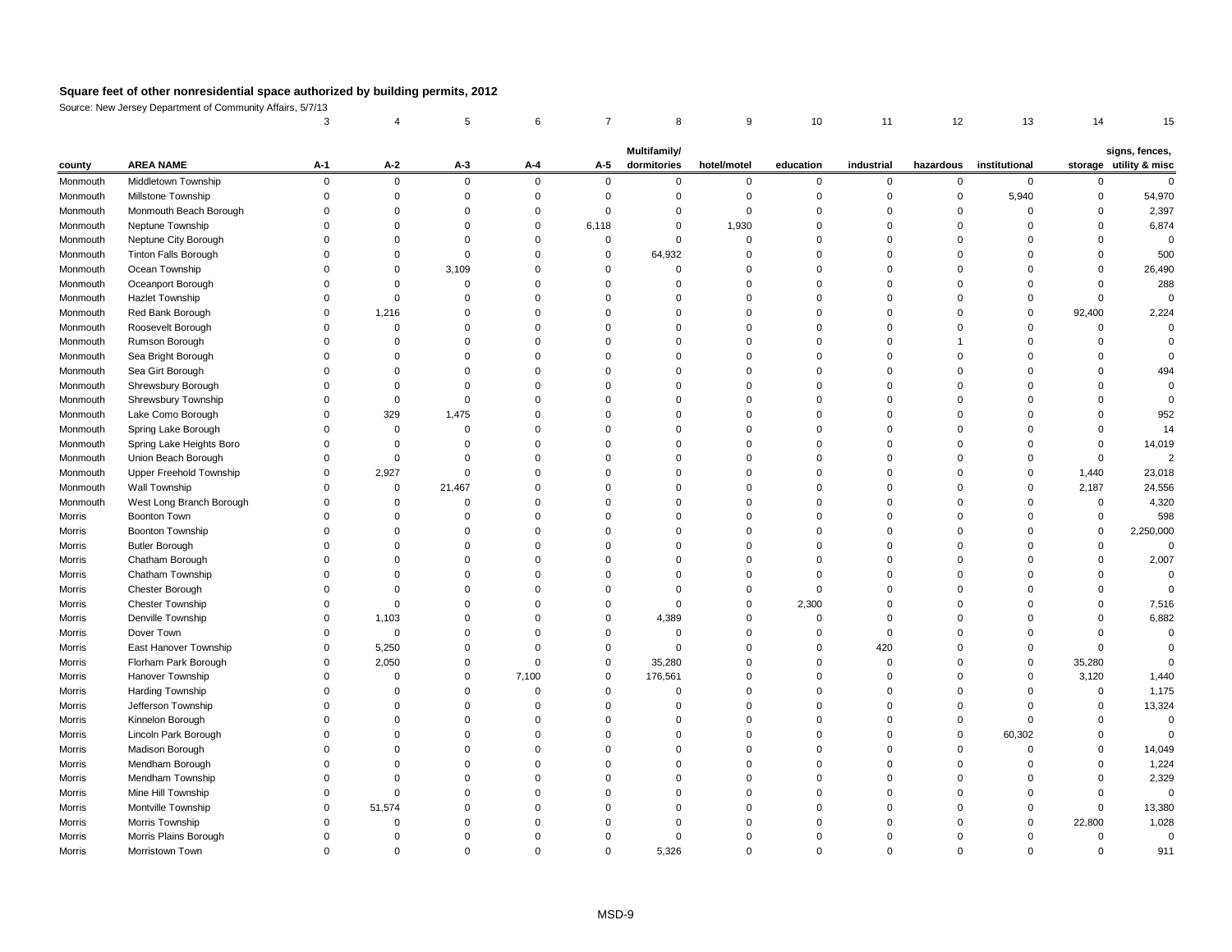# Square feet of other nonresidential space authorized by building permits, 2012

Source: New Jersey Department of Community Affairs, 5/7/13

| | | 3 | 4 | 5 | 6 | 7 | 8 | 9 | 10 | 11 | 12 | 13 | 14 | 15 |
|---|---|---|---|---|---|---|---|---|---|---|---|---|---|---|
| county | AREA NAME | A-1 | A-2 | A-3 | A-4 | A-5 | Multifamily/ dormitories | hotel/motel | education | industrial | hazardous | institutional | storage | signs, fences, utility & misc |
| Monmouth | Middletown Township | 0 | 0 | 0 | 0 | 0 | 0 | 0 | 0 | 0 | 0 | 0 | 0 | 0 |
| Monmouth | Millstone Township | 0 | 0 | 0 | 0 | 0 | 0 | 0 | 0 | 0 | 0 | 5,940 | 0 | 54,970 |
| Monmouth | Monmouth Beach Borough | 0 | 0 | 0 | 0 | 0 | 0 | 0 | 0 | 0 | 0 | 0 | 0 | 2,397 |
| Monmouth | Neptune Township | 0 | 0 | 0 | 0 | 6,118 | 0 | 1,930 | 0 | 0 | 0 | 0 | 0 | 6,874 |
| Monmouth | Neptune City Borough | 0 | 0 | 0 | 0 | 0 | 0 | 0 | 0 | 0 | 0 | 0 | 0 | 0 |
| Monmouth | Tinton Falls Borough | 0 | 0 | 0 | 0 | 0 | 64,932 | 0 | 0 | 0 | 0 | 0 | 0 | 500 |
| Monmouth | Ocean Township | 0 | 0 | 3,109 | 0 | 0 | 0 | 0 | 0 | 0 | 0 | 0 | 0 | 26,490 |
| Monmouth | Oceanport Borough | 0 | 0 | 0 | 0 | 0 | 0 | 0 | 0 | 0 | 0 | 0 | 0 | 288 |
| Monmouth | Hazlet Township | 0 | 0 | 0 | 0 | 0 | 0 | 0 | 0 | 0 | 0 | 0 | 0 | 0 |
| Monmouth | Red Bank Borough | 0 | 1,216 | 0 | 0 | 0 | 0 | 0 | 0 | 0 | 0 | 0 | 92,400 | 2,224 |
| Monmouth | Roosevelt Borough | 0 | 0 | 0 | 0 | 0 | 0 | 0 | 0 | 0 | 0 | 0 | 0 | 0 |
| Monmouth | Rumson Borough | 0 | 0 | 0 | 0 | 0 | 0 | 0 | 0 | 0 | 1 | 0 | 0 | 0 |
| Monmouth | Sea Bright Borough | 0 | 0 | 0 | 0 | 0 | 0 | 0 | 0 | 0 | 0 | 0 | 0 | 0 |
| Monmouth | Sea Girt Borough | 0 | 0 | 0 | 0 | 0 | 0 | 0 | 0 | 0 | 0 | 0 | 0 | 494 |
| Monmouth | Shrewsbury Borough | 0 | 0 | 0 | 0 | 0 | 0 | 0 | 0 | 0 | 0 | 0 | 0 | 0 |
| Monmouth | Shrewsbury Township | 0 | 0 | 0 | 0 | 0 | 0 | 0 | 0 | 0 | 0 | 0 | 0 | 0 |
| Monmouth | Lake Como Borough | 0 | 329 | 1,475 | 0 | 0 | 0 | 0 | 0 | 0 | 0 | 0 | 0 | 952 |
| Monmouth | Spring Lake Borough | 0 | 0 | 0 | 0 | 0 | 0 | 0 | 0 | 0 | 0 | 0 | 0 | 14 |
| Monmouth | Spring Lake Heights Boro | 0 | 0 | 0 | 0 | 0 | 0 | 0 | 0 | 0 | 0 | 0 | 0 | 14,019 |
| Monmouth | Union Beach Borough | 0 | 0 | 0 | 0 | 0 | 0 | 0 | 0 | 0 | 0 | 0 | 0 | 2 |
| Monmouth | Upper Freehold Township | 0 | 2,927 | 0 | 0 | 0 | 0 | 0 | 0 | 0 | 0 | 0 | 1,440 | 23,018 |
| Monmouth | Wall Township | 0 | 0 | 21,467 | 0 | 0 | 0 | 0 | 0 | 0 | 0 | 0 | 2,187 | 24,556 |
| Monmouth | West Long Branch Borough | 0 | 0 | 0 | 0 | 0 | 0 | 0 | 0 | 0 | 0 | 0 | 0 | 4,320 |
| Morris | Boonton Town | 0 | 0 | 0 | 0 | 0 | 0 | 0 | 0 | 0 | 0 | 0 | 0 | 598 |
| Morris | Boonton Township | 0 | 0 | 0 | 0 | 0 | 0 | 0 | 0 | 0 | 0 | 0 | 0 | 2,250,000 |
| Morris | Butler Borough | 0 | 0 | 0 | 0 | 0 | 0 | 0 | 0 | 0 | 0 | 0 | 0 | 0 |
| Morris | Chatham Borough | 0 | 0 | 0 | 0 | 0 | 0 | 0 | 0 | 0 | 0 | 0 | 0 | 2,007 |
| Morris | Chatham Township | 0 | 0 | 0 | 0 | 0 | 0 | 0 | 0 | 0 | 0 | 0 | 0 | 0 |
| Morris | Chester Borough | 0 | 0 | 0 | 0 | 0 | 0 | 0 | 0 | 0 | 0 | 0 | 0 | 0 |
| Morris | Chester Township | 0 | 0 | 0 | 0 | 0 | 0 | 0 | 2,300 | 0 | 0 | 0 | 0 | 7,516 |
| Morris | Denville Township | 0 | 1,103 | 0 | 0 | 0 | 4,389 | 0 | 0 | 0 | 0 | 0 | 0 | 6,882 |
| Morris | Dover Town | 0 | 0 | 0 | 0 | 0 | 0 | 0 | 0 | 0 | 0 | 0 | 0 | 0 |
| Morris | East Hanover Township | 0 | 5,250 | 0 | 0 | 0 | 0 | 0 | 0 | 420 | 0 | 0 | 0 | 0 |
| Morris | Florham Park Borough | 0 | 2,050 | 0 | 0 | 0 | 35,280 | 0 | 0 | 0 | 0 | 0 | 35,280 | 0 |
| Morris | Hanover Township | 0 | 0 | 0 | 7,100 | 0 | 176,561 | 0 | 0 | 0 | 0 | 0 | 3,120 | 1,440 |
| Morris | Harding Township | 0 | 0 | 0 | 0 | 0 | 0 | 0 | 0 | 0 | 0 | 0 | 0 | 1,175 |
| Morris | Jefferson Township | 0 | 0 | 0 | 0 | 0 | 0 | 0 | 0 | 0 | 0 | 0 | 0 | 13,324 |
| Morris | Kinnelon Borough | 0 | 0 | 0 | 0 | 0 | 0 | 0 | 0 | 0 | 0 | 0 | 0 | 0 |
| Morris | Lincoln Park Borough | 0 | 0 | 0 | 0 | 0 | 0 | 0 | 0 | 0 | 0 | 60,302 | 0 | 0 |
| Morris | Madison Borough | 0 | 0 | 0 | 0 | 0 | 0 | 0 | 0 | 0 | 0 | 0 | 0 | 14,049 |
| Morris | Mendham Borough | 0 | 0 | 0 | 0 | 0 | 0 | 0 | 0 | 0 | 0 | 0 | 0 | 1,224 |
| Morris | Mendham Township | 0 | 0 | 0 | 0 | 0 | 0 | 0 | 0 | 0 | 0 | 0 | 0 | 2,329 |
| Morris | Mine Hill Township | 0 | 0 | 0 | 0 | 0 | 0 | 0 | 0 | 0 | 0 | 0 | 0 | 0 |
| Morris | Montville Township | 0 | 51,574 | 0 | 0 | 0 | 0 | 0 | 0 | 0 | 0 | 0 | 0 | 13,380 |
| Morris | Morris Township | 0 | 0 | 0 | 0 | 0 | 0 | 0 | 0 | 0 | 0 | 0 | 22,800 | 1,028 |
| Morris | Morris Plains Borough | 0 | 0 | 0 | 0 | 0 | 0 | 0 | 0 | 0 | 0 | 0 | 0 | 0 |
| Morris | Morristown Town | 0 | 0 | 0 | 0 | 0 | 5,326 | 0 | 0 | 0 | 0 | 0 | 0 | 911 |

MSD-9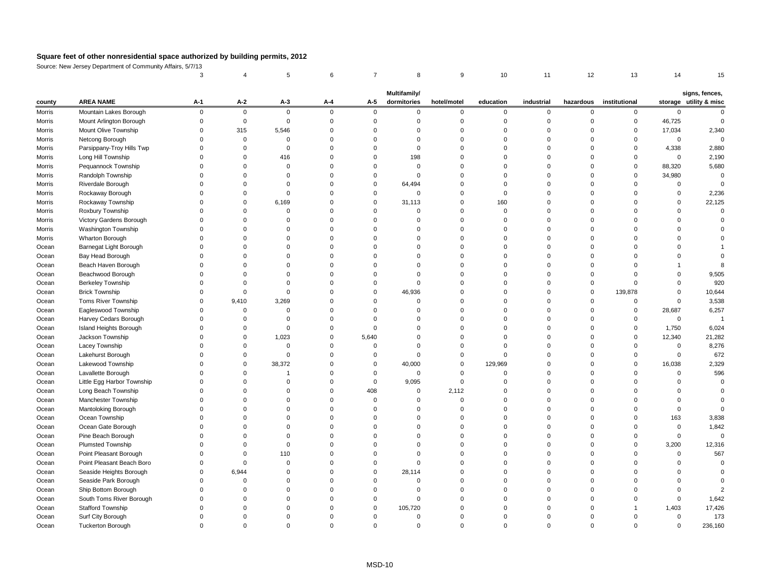# Square feet of other nonresidential space authorized by building permits, 2012

Source: New Jersey Department of Community Affairs, 5/7/13

| | | 3 | 4 | 5 | 6 | 7 | 8 | 9 | 10 | 11 | 12 | 13 | 14 | 15 |
|---|---|---|---|---|---|---|---|---|---|---|---|---|---|---|
| county | AREA NAME | A-1 | A-2 | A-3 | A-4 | A-5 | Multifamily/ dormitories | hotel/motel | education | industrial | hazardous | institutional | storage | signs, fences, utility & misc |
| Morris | Mountain Lakes Borough | 0 | 0 | 0 | 0 | 0 | 0 | 0 | 0 | 0 | 0 | 0 | 0 | 0 |
| Morris | Mount Arlington Borough | 0 | 0 | 0 | 0 | 0 | 0 | 0 | 0 | 0 | 0 | 0 | 46,725 | 0 |
| Morris | Mount Olive Township | 0 | 315 | 5,546 | 0 | 0 | 0 | 0 | 0 | 0 | 0 | 0 | 17,034 | 2,340 |
| Morris | Netcong Borough | 0 | 0 | 0 | 0 | 0 | 0 | 0 | 0 | 0 | 0 | 0 | 0 | 0 |
| Morris | Parsippany-Troy Hills Twp | 0 | 0 | 0 | 0 | 0 | 0 | 0 | 0 | 0 | 0 | 0 | 4,338 | 2,880 |
| Morris | Long Hill Township | 0 | 0 | 416 | 0 | 0 | 198 | 0 | 0 | 0 | 0 | 0 | 0 | 2,190 |
| Morris | Pequannock Township | 0 | 0 | 0 | 0 | 0 | 0 | 0 | 0 | 0 | 0 | 0 | 88,320 | 5,680 |
| Morris | Randolph Township | 0 | 0 | 0 | 0 | 0 | 0 | 0 | 0 | 0 | 0 | 0 | 34,980 | 0 |
| Morris | Riverdale Borough | 0 | 0 | 0 | 0 | 0 | 64,494 | 0 | 0 | 0 | 0 | 0 | 0 | 0 |
| Morris | Rockaway Borough | 0 | 0 | 0 | 0 | 0 | 0 | 0 | 0 | 0 | 0 | 0 | 0 | 2,236 |
| Morris | Rockaway Township | 0 | 0 | 6,169 | 0 | 0 | 31,113 | 0 | 160 | 0 | 0 | 0 | 0 | 22,125 |
| Morris | Roxbury Township | 0 | 0 | 0 | 0 | 0 | 0 | 0 | 0 | 0 | 0 | 0 | 0 | 0 |
| Morris | Victory Gardens Borough | 0 | 0 | 0 | 0 | 0 | 0 | 0 | 0 | 0 | 0 | 0 | 0 | 0 |
| Morris | Washington Township | 0 | 0 | 0 | 0 | 0 | 0 | 0 | 0 | 0 | 0 | 0 | 0 | 0 |
| Morris | Wharton Borough | 0 | 0 | 0 | 0 | 0 | 0 | 0 | 0 | 0 | 0 | 0 | 0 | 0 |
| Ocean | Barnegat Light Borough | 0 | 0 | 0 | 0 | 0 | 0 | 0 | 0 | 0 | 0 | 0 | 0 | 1 |
| Ocean | Bay Head Borough | 0 | 0 | 0 | 0 | 0 | 0 | 0 | 0 | 0 | 0 | 0 | 0 | 0 |
| Ocean | Beach Haven Borough | 0 | 0 | 0 | 0 | 0 | 0 | 0 | 0 | 0 | 0 | 0 | 1 | 8 |
| Ocean | Beachwood Borough | 0 | 0 | 0 | 0 | 0 | 0 | 0 | 0 | 0 | 0 | 0 | 0 | 9,505 |
| Ocean | Berkeley Township | 0 | 0 | 0 | 0 | 0 | 0 | 0 | 0 | 0 | 0 | 0 | 0 | 920 |
| Ocean | Brick Township | 0 | 0 | 0 | 0 | 0 | 46,936 | 0 | 0 | 0 | 0 | 139,878 | 0 | 10,644 |
| Ocean | Toms River Township | 0 | 9,410 | 3,269 | 0 | 0 | 0 | 0 | 0 | 0 | 0 | 0 | 0 | 3,538 |
| Ocean | Eagleswood Township | 0 | 0 | 0 | 0 | 0 | 0 | 0 | 0 | 0 | 0 | 0 | 28,687 | 6,257 |
| Ocean | Harvey Cedars Borough | 0 | 0 | 0 | 0 | 0 | 0 | 0 | 0 | 0 | 0 | 0 | 0 | 1 |
| Ocean | Island Heights Borough | 0 | 0 | 0 | 0 | 0 | 0 | 0 | 0 | 0 | 0 | 0 | 1,750 | 6,024 |
| Ocean | Jackson Township | 0 | 0 | 1,023 | 0 | 5,640 | 0 | 0 | 0 | 0 | 0 | 0 | 12,340 | 21,282 |
| Ocean | Lacey Township | 0 | 0 | 0 | 0 | 0 | 0 | 0 | 0 | 0 | 0 | 0 | 0 | 8,276 |
| Ocean | Lakehurst Borough | 0 | 0 | 0 | 0 | 0 | 0 | 0 | 0 | 0 | 0 | 0 | 0 | 672 |
| Ocean | Lakewood Township | 0 | 0 | 38,372 | 0 | 0 | 40,000 | 0 | 129,969 | 0 | 0 | 0 | 16,038 | 2,329 |
| Ocean | Lavallette Borough | 0 | 0 | 1 | 0 | 0 | 0 | 0 | 0 | 0 | 0 | 0 | 0 | 596 |
| Ocean | Little Egg Harbor Township | 0 | 0 | 0 | 0 | 0 | 9,095 | 0 | 0 | 0 | 0 | 0 | 0 | 0 |
| Ocean | Long Beach Township | 0 | 0 | 0 | 0 | 408 | 0 | 2,112 | 0 | 0 | 0 | 0 | 0 | 0 |
| Ocean | Manchester Township | 0 | 0 | 0 | 0 | 0 | 0 | 0 | 0 | 0 | 0 | 0 | 0 | 0 |
| Ocean | Mantoloking Borough | 0 | 0 | 0 | 0 | 0 | 0 | 0 | 0 | 0 | 0 | 0 | 0 | 0 |
| Ocean | Ocean Township | 0 | 0 | 0 | 0 | 0 | 0 | 0 | 0 | 0 | 0 | 0 | 163 | 3,838 |
| Ocean | Ocean Gate Borough | 0 | 0 | 0 | 0 | 0 | 0 | 0 | 0 | 0 | 0 | 0 | 0 | 1,842 |
| Ocean | Pine Beach Borough | 0 | 0 | 0 | 0 | 0 | 0 | 0 | 0 | 0 | 0 | 0 | 0 | 0 |
| Ocean | Plumsted Township | 0 | 0 | 0 | 0 | 0 | 0 | 0 | 0 | 0 | 0 | 0 | 3,200 | 12,316 |
| Ocean | Point Pleasant Borough | 0 | 0 | 110 | 0 | 0 | 0 | 0 | 0 | 0 | 0 | 0 | 0 | 567 |
| Ocean | Point Pleasant Beach Boro | 0 | 0 | 0 | 0 | 0 | 0 | 0 | 0 | 0 | 0 | 0 | 0 | 0 |
| Ocean | Seaside Heights Borough | 0 | 6,944 | 0 | 0 | 0 | 28,114 | 0 | 0 | 0 | 0 | 0 | 0 | 0 |
| Ocean | Seaside Park Borough | 0 | 0 | 0 | 0 | 0 | 0 | 0 | 0 | 0 | 0 | 0 | 0 | 0 |
| Ocean | Ship Bottom Borough | 0 | 0 | 0 | 0 | 0 | 0 | 0 | 0 | 0 | 0 | 0 | 0 | 2 |
| Ocean | South Toms River Borough | 0 | 0 | 0 | 0 | 0 | 0 | 0 | 0 | 0 | 0 | 0 | 0 | 1,642 |
| Ocean | Stafford Township | 0 | 0 | 0 | 0 | 0 | 105,720 | 0 | 0 | 0 | 0 | 1 | 1,403 | 17,426 |
| Ocean | Surf City Borough | 0 | 0 | 0 | 0 | 0 | 0 | 0 | 0 | 0 | 0 | 0 | 0 | 173 |
| Ocean | Tuckerton Borough | 0 | 0 | 0 | 0 | 0 | 0 | 0 | 0 | 0 | 0 | 0 | 0 | 236,160 |

MSD-10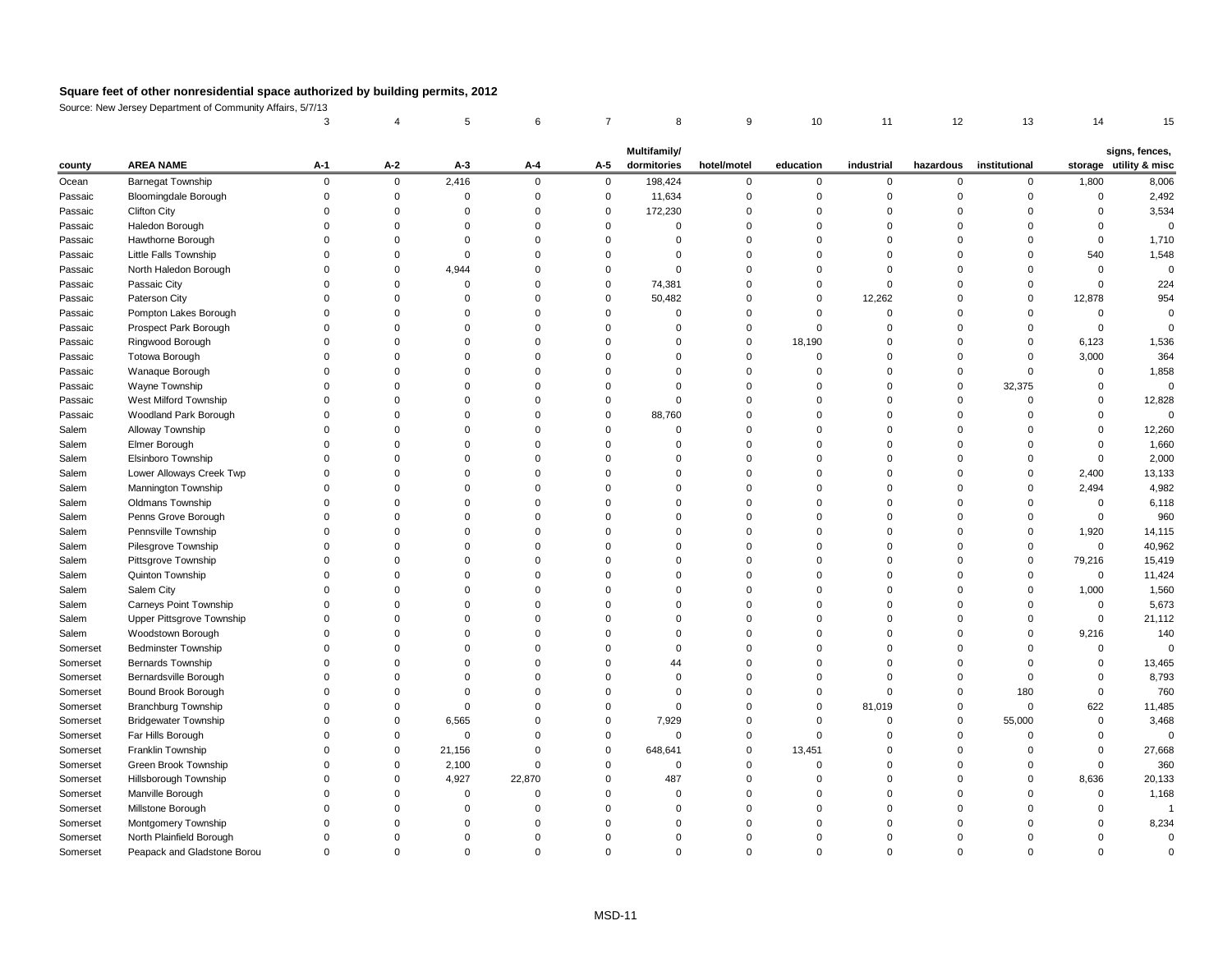**Square feet of other nonresidential space authorized by building permits, 2012**

Source: New Jersey Department of Community Affairs, 5/7/13

| | | 3 | 4 | 5 | 6 | 7 | 8 | 9 | 10 | 11 | 12 | 13 | 14 | 15 |
|---|---|---|---|---|---|---|---|---|---|---|---|---|---|---|
| county | AREA NAME | A-1 | A-2 | A-3 | A-4 | A-5 | Multifamily/ dormitories | hotel/motel | education | industrial | hazardous | institutional | storage | signs, fences, utility & misc |
| Ocean | Barnegat Township | 0 | 0 | 2,416 | 0 | 0 | 198,424 | 0 | 0 | 0 | 0 | 0 | 1,800 | 8,006 |
| Passaic | Bloomingdale Borough | 0 | 0 | 0 | 0 | 0 | 11,634 | 0 | 0 | 0 | 0 | 0 | 0 | 2,492 |
| Passaic | Clifton City | 0 | 0 | 0 | 0 | 0 | 172,230 | 0 | 0 | 0 | 0 | 0 | 0 | 3,534 |
| Passaic | Haledon Borough | 0 | 0 | 0 | 0 | 0 | 0 | 0 | 0 | 0 | 0 | 0 | 0 | 0 |
| Passaic | Hawthorne Borough | 0 | 0 | 0 | 0 | 0 | 0 | 0 | 0 | 0 | 0 | 0 | 0 | 1,710 |
| Passaic | Little Falls Township | 0 | 0 | 0 | 0 | 0 | 0 | 0 | 0 | 0 | 0 | 0 | 540 | 1,548 |
| Passaic | North Haledon Borough | 0 | 0 | 4,944 | 0 | 0 | 0 | 0 | 0 | 0 | 0 | 0 | 0 | 0 |
| Passaic | Passaic City | 0 | 0 | 0 | 0 | 0 | 74,381 | 0 | 0 | 0 | 0 | 0 | 0 | 224 |
| Passaic | Paterson City | 0 | 0 | 0 | 0 | 0 | 50,482 | 0 | 0 | 12,262 | 0 | 0 | 12,878 | 954 |
| Passaic | Pompton Lakes Borough | 0 | 0 | 0 | 0 | 0 | 0 | 0 | 0 | 0 | 0 | 0 | 0 | 0 |
| Passaic | Prospect Park Borough | 0 | 0 | 0 | 0 | 0 | 0 | 0 | 0 | 0 | 0 | 0 | 0 | 0 |
| Passaic | Ringwood Borough | 0 | 0 | 0 | 0 | 0 | 0 | 0 | 18,190 | 0 | 0 | 0 | 6,123 | 1,536 |
| Passaic | Totowa Borough | 0 | 0 | 0 | 0 | 0 | 0 | 0 | 0 | 0 | 0 | 0 | 3,000 | 364 |
| Passaic | Wanaque Borough | 0 | 0 | 0 | 0 | 0 | 0 | 0 | 0 | 0 | 0 | 0 | 0 | 1,858 |
| Passaic | Wayne Township | 0 | 0 | 0 | 0 | 0 | 0 | 0 | 0 | 0 | 0 | 32,375 | 0 | 0 |
| Passaic | West Milford Township | 0 | 0 | 0 | 0 | 0 | 0 | 0 | 0 | 0 | 0 | 0 | 0 | 12,828 |
| Passaic | Woodland Park Borough | 0 | 0 | 0 | 0 | 0 | 88,760 | 0 | 0 | 0 | 0 | 0 | 0 | 0 |
| Salem | Alloway Township | 0 | 0 | 0 | 0 | 0 | 0 | 0 | 0 | 0 | 0 | 0 | 0 | 12,260 |
| Salem | Elmer Borough | 0 | 0 | 0 | 0 | 0 | 0 | 0 | 0 | 0 | 0 | 0 | 0 | 1,660 |
| Salem | Elsinboro Township | 0 | 0 | 0 | 0 | 0 | 0 | 0 | 0 | 0 | 0 | 0 | 0 | 2,000 |
| Salem | Lower Alloways Creek Twp | 0 | 0 | 0 | 0 | 0 | 0 | 0 | 0 | 0 | 0 | 0 | 2,400 | 13,133 |
| Salem | Mannington Township | 0 | 0 | 0 | 0 | 0 | 0 | 0 | 0 | 0 | 0 | 0 | 2,494 | 4,982 |
| Salem | Oldmans Township | 0 | 0 | 0 | 0 | 0 | 0 | 0 | 0 | 0 | 0 | 0 | 0 | 6,118 |
| Salem | Penns Grove Borough | 0 | 0 | 0 | 0 | 0 | 0 | 0 | 0 | 0 | 0 | 0 | 0 | 960 |
| Salem | Pennsville Township | 0 | 0 | 0 | 0 | 0 | 0 | 0 | 0 | 0 | 0 | 0 | 1,920 | 14,115 |
| Salem | Pilesgrove Township | 0 | 0 | 0 | 0 | 0 | 0 | 0 | 0 | 0 | 0 | 0 | 0 | 40,962 |
| Salem | Pittsgrove Township | 0 | 0 | 0 | 0 | 0 | 0 | 0 | 0 | 0 | 0 | 0 | 79,216 | 15,419 |
| Salem | Quinton Township | 0 | 0 | 0 | 0 | 0 | 0 | 0 | 0 | 0 | 0 | 0 | 0 | 11,424 |
| Salem | Salem City | 0 | 0 | 0 | 0 | 0 | 0 | 0 | 0 | 0 | 0 | 0 | 1,000 | 1,560 |
| Salem | Carneys Point Township | 0 | 0 | 0 | 0 | 0 | 0 | 0 | 0 | 0 | 0 | 0 | 0 | 5,673 |
| Salem | Upper Pittsgrove Township | 0 | 0 | 0 | 0 | 0 | 0 | 0 | 0 | 0 | 0 | 0 | 0 | 21,112 |
| Salem | Woodstown Borough | 0 | 0 | 0 | 0 | 0 | 0 | 0 | 0 | 0 | 0 | 0 | 9,216 | 140 |
| Somerset | Bedminster Township | 0 | 0 | 0 | 0 | 0 | 0 | 0 | 0 | 0 | 0 | 0 | 0 | 0 |
| Somerset | Bernards Township | 0 | 0 | 0 | 0 | 0 | 44 | 0 | 0 | 0 | 0 | 0 | 0 | 13,465 |
| Somerset | Bernardsville Borough | 0 | 0 | 0 | 0 | 0 | 0 | 0 | 0 | 0 | 0 | 0 | 0 | 8,793 |
| Somerset | Bound Brook Borough | 0 | 0 | 0 | 0 | 0 | 0 | 0 | 0 | 0 | 0 | 180 | 0 | 760 |
| Somerset | Branchburg Township | 0 | 0 | 0 | 0 | 0 | 0 | 0 | 0 | 81,019 | 0 | 0 | 622 | 11,485 |
| Somerset | Bridgewater Township | 0 | 0 | 6,565 | 0 | 0 | 7,929 | 0 | 0 | 0 | 0 | 55,000 | 0 | 3,468 |
| Somerset | Far Hills Borough | 0 | 0 | 0 | 0 | 0 | 0 | 0 | 0 | 0 | 0 | 0 | 0 | 0 |
| Somerset | Franklin Township | 0 | 0 | 21,156 | 0 | 0 | 648,641 | 0 | 13,451 | 0 | 0 | 0 | 0 | 27,668 |
| Somerset | Green Brook Township | 0 | 0 | 2,100 | 0 | 0 | 0 | 0 | 0 | 0 | 0 | 0 | 0 | 360 |
| Somerset | Hillsborough Township | 0 | 0 | 4,927 | 22,870 | 0 | 487 | 0 | 0 | 0 | 0 | 0 | 8,636 | 20,133 |
| Somerset | Manville Borough | 0 | 0 | 0 | 0 | 0 | 0 | 0 | 0 | 0 | 0 | 0 | 0 | 1,168 |
| Somerset | Millstone Borough | 0 | 0 | 0 | 0 | 0 | 0 | 0 | 0 | 0 | 0 | 0 | 0 | 1 |
| Somerset | Montgomery Township | 0 | 0 | 0 | 0 | 0 | 0 | 0 | 0 | 0 | 0 | 0 | 0 | 8,234 |
| Somerset | North Plainfield Borough | 0 | 0 | 0 | 0 | 0 | 0 | 0 | 0 | 0 | 0 | 0 | 0 | 0 |
| Somerset | Peapack and Gladstone Borou | 0 | 0 | 0 | 0 | 0 | 0 | 0 | 0 | 0 | 0 | 0 | 0 | 0 |

MSD-11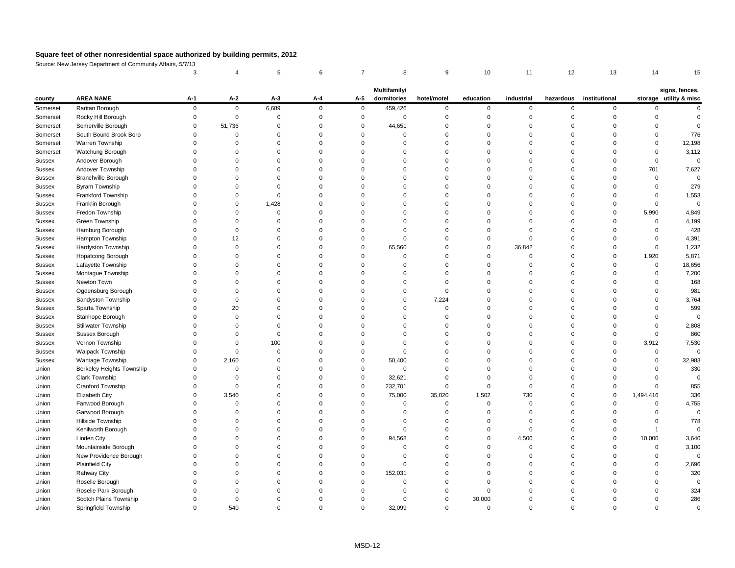**Square feet of other nonresidential space authorized by building permits, 2012**

Source: New Jersey Department of Community Affairs, 5/7/13

| | | 3 | 4 | 5 | 6 | 7 | 8 | 9 | 10 | 11 | 12 | 13 | 14 | 15 |
|---|---|---|---|---|---|---|---|---|---|---|---|---|---|---|
| **county** | **AREA NAME** | **A-1** | **A-2** | **A-3** | **A-4** | **A-5** | **Multifamily/ dormitories** | **hotel/motel** | **education** | **industrial** | **hazardous** | **institutional** | **storage** | **signs, fences, utility & misc** |
| Somerset | Raritan Borough | 0 | 0 | 6,689 | 0 | 0 | 459,426 | 0 | 0 | 0 | 0 | 0 | 0 | 0 |
| Somerset | Rocky Hill Borough | 0 | 0 | 0 | 0 | 0 | 0 | 0 | 0 | 0 | 0 | 0 | 0 | 0 |
| Somerset | Somerville Borough | 0 | 51,736 | 0 | 0 | 0 | 44,651 | 0 | 0 | 0 | 0 | 0 | 0 | 0 |
| Somerset | South Bound Brook Boro | 0 | 0 | 0 | 0 | 0 | 0 | 0 | 0 | 0 | 0 | 0 | 0 | 776 |
| Somerset | Warren Township | 0 | 0 | 0 | 0 | 0 | 0 | 0 | 0 | 0 | 0 | 0 | 0 | 12,198 |
| Somerset | Watchung Borough | 0 | 0 | 0 | 0 | 0 | 0 | 0 | 0 | 0 | 0 | 0 | 0 | 3,112 |
| Sussex | Andover Borough | 0 | 0 | 0 | 0 | 0 | 0 | 0 | 0 | 0 | 0 | 0 | 0 | 0 |
| Sussex | Andover Township | 0 | 0 | 0 | 0 | 0 | 0 | 0 | 0 | 0 | 0 | 0 | 701 | 7,627 |
| Sussex | Branchville Borough | 0 | 0 | 0 | 0 | 0 | 0 | 0 | 0 | 0 | 0 | 0 | 0 | 0 |
| Sussex | Byram Township | 0 | 0 | 0 | 0 | 0 | 0 | 0 | 0 | 0 | 0 | 0 | 0 | 279 |
| Sussex | Frankford Township | 0 | 0 | 0 | 0 | 0 | 0 | 0 | 0 | 0 | 0 | 0 | 0 | 1,553 |
| Sussex | Franklin Borough | 0 | 0 | 1,428 | 0 | 0 | 0 | 0 | 0 | 0 | 0 | 0 | 0 | 0 |
| Sussex | Fredon Township | 0 | 0 | 0 | 0 | 0 | 0 | 0 | 0 | 0 | 0 | 0 | 5,990 | 4,849 |
| Sussex | Green Township | 0 | 0 | 0 | 0 | 0 | 0 | 0 | 0 | 0 | 0 | 0 | 0 | 4,199 |
| Sussex | Hamburg Borough | 0 | 0 | 0 | 0 | 0 | 0 | 0 | 0 | 0 | 0 | 0 | 0 | 428 |
| Sussex | Hampton Township | 0 | 12 | 0 | 0 | 0 | 0 | 0 | 0 | 0 | 0 | 0 | 0 | 4,391 |
| Sussex | Hardyston Township | 0 | 0 | 0 | 0 | 0 | 65,560 | 0 | 0 | 36,842 | 0 | 0 | 0 | 1,232 |
| Sussex | Hopatcong Borough | 0 | 0 | 0 | 0 | 0 | 0 | 0 | 0 | 0 | 0 | 0 | 1,920 | 5,871 |
| Sussex | Lafayette Township | 0 | 0 | 0 | 0 | 0 | 0 | 0 | 0 | 0 | 0 | 0 | 0 | 18,656 |
| Sussex | Montague Township | 0 | 0 | 0 | 0 | 0 | 0 | 0 | 0 | 0 | 0 | 0 | 0 | 7,200 |
| Sussex | Newton Town | 0 | 0 | 0 | 0 | 0 | 0 | 0 | 0 | 0 | 0 | 0 | 0 | 168 |
| Sussex | Ogdensburg Borough | 0 | 0 | 0 | 0 | 0 | 0 | 0 | 0 | 0 | 0 | 0 | 0 | 981 |
| Sussex | Sandyston Township | 0 | 0 | 0 | 0 | 0 | 0 | 7,224 | 0 | 0 | 0 | 0 | 0 | 3,764 |
| Sussex | Sparta Township | 0 | 20 | 0 | 0 | 0 | 0 | 0 | 0 | 0 | 0 | 0 | 0 | 599 |
| Sussex | Stanhope Borough | 0 | 0 | 0 | 0 | 0 | 0 | 0 | 0 | 0 | 0 | 0 | 0 | 0 |
| Sussex | Stillwater Township | 0 | 0 | 0 | 0 | 0 | 0 | 0 | 0 | 0 | 0 | 0 | 0 | 2,808 |
| Sussex | Sussex Borough | 0 | 0 | 0 | 0 | 0 | 0 | 0 | 0 | 0 | 0 | 0 | 0 | 860 |
| Sussex | Vernon Township | 0 | 0 | 100 | 0 | 0 | 0 | 0 | 0 | 0 | 0 | 0 | 3,912 | 7,530 |
| Sussex | Walpack Township | 0 | 0 | 0 | 0 | 0 | 0 | 0 | 0 | 0 | 0 | 0 | 0 | 0 |
| Sussex | Wantage Township | 0 | 2,160 | 0 | 0 | 0 | 50,400 | 0 | 0 | 0 | 0 | 0 | 0 | 32,983 |
| Union | Berkeley Heights Township | 0 | 0 | 0 | 0 | 0 | 0 | 0 | 0 | 0 | 0 | 0 | 0 | 330 |
| Union | Clark Township | 0 | 0 | 0 | 0 | 0 | 32,621 | 0 | 0 | 0 | 0 | 0 | 0 | 0 |
| Union | Cranford Township | 0 | 0 | 0 | 0 | 0 | 232,701 | 0 | 0 | 0 | 0 | 0 | 0 | 855 |
| Union | Elizabeth City | 0 | 3,540 | 0 | 0 | 0 | 75,000 | 35,020 | 1,502 | 730 | 0 | 0 | 1,494,416 | 336 |
| Union | Fanwood Borough | 0 | 0 | 0 | 0 | 0 | 0 | 0 | 0 | 0 | 0 | 0 | 0 | 4,755 |
| Union | Garwood Borough | 0 | 0 | 0 | 0 | 0 | 0 | 0 | 0 | 0 | 0 | 0 | 0 | 0 |
| Union | Hillside Township | 0 | 0 | 0 | 0 | 0 | 0 | 0 | 0 | 0 | 0 | 0 | 0 | 778 |
| Union | Kenilworth Borough | 0 | 0 | 0 | 0 | 0 | 0 | 0 | 0 | 0 | 0 | 0 | 1 | 0 |
| Union | Linden City | 0 | 0 | 0 | 0 | 0 | 94,568 | 0 | 0 | 4,500 | 0 | 0 | 10,000 | 3,640 |
| Union | Mountainside Borough | 0 | 0 | 0 | 0 | 0 | 0 | 0 | 0 | 0 | 0 | 0 | 0 | 3,100 |
| Union | New Providence Borough | 0 | 0 | 0 | 0 | 0 | 0 | 0 | 0 | 0 | 0 | 0 | 0 | 0 |
| Union | Plainfield City | 0 | 0 | 0 | 0 | 0 | 0 | 0 | 0 | 0 | 0 | 0 | 0 | 2,696 |
| Union | Rahway City | 0 | 0 | 0 | 0 | 0 | 152,031 | 0 | 0 | 0 | 0 | 0 | 0 | 320 |
| Union | Roselle Borough | 0 | 0 | 0 | 0 | 0 | 0 | 0 | 0 | 0 | 0 | 0 | 0 | 0 |
| Union | Roselle Park Borough | 0 | 0 | 0 | 0 | 0 | 0 | 0 | 0 | 0 | 0 | 0 | 0 | 324 |
| Union | Scotch Plains Township | 0 | 0 | 0 | 0 | 0 | 0 | 0 | 30,000 | 0 | 0 | 0 | 0 | 286 |
| Union | Springfield Township | 0 | 540 | 0 | 0 | 0 | 32,099 | 0 | 0 | 0 | 0 | 0 | 0 | 0 |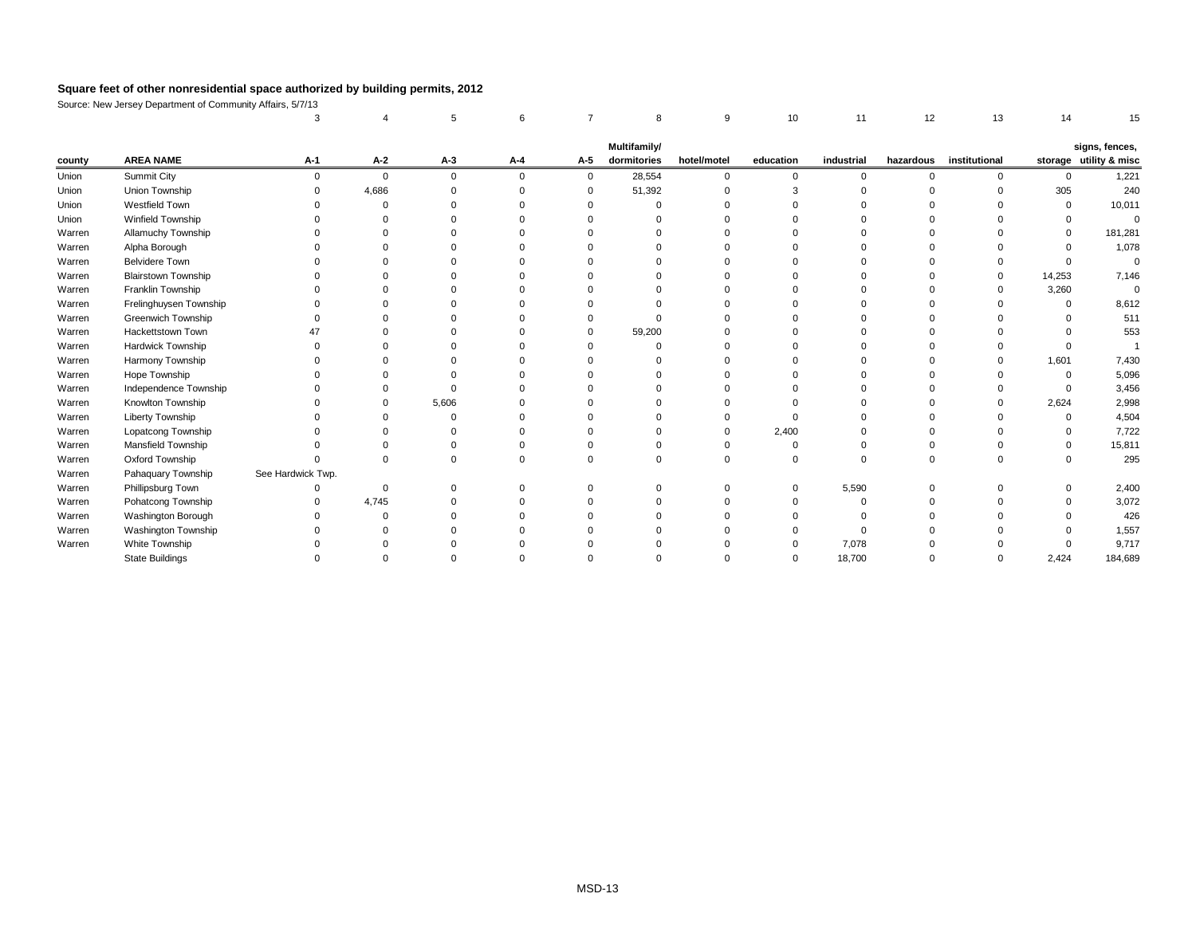**Square feet of other nonresidential space authorized by building permits, 2012**

Source: New Jersey Department of Community Affairs, 5/7/13

| | | 3 | 4 | 5 | 6 | 7 | 8 | 9 | 10 | 11 | 12 | 13 | 14 | 15 |
|---|---|---|---|---|---|---|---|---|---|---|---|---|---|---|
| county | AREA NAME | A-1 | A-2 | A-3 | A-4 | A-5 | Multifamily/ dormitories | hotel/motel | education | industrial | hazardous | institutional | storage | signs, fences, utility & misc |
| Union | Summit City | 0 | 0 | 0 | 0 | 0 | 28,554 | 0 | 0 | 0 | 0 | 0 | 0 | 1,221 |
| Union | Union Township | 0 | 4,686 | 0 | 0 | 0 | 51,392 | 0 | 3 | 0 | 0 | 0 | 305 | 240 |
| Union | Westfield Town | 0 | 0 | 0 | 0 | 0 | 0 | 0 | 0 | 0 | 0 | 0 | 0 | 10,011 |
| Union | Winfield Township | 0 | 0 | 0 | 0 | 0 | 0 | 0 | 0 | 0 | 0 | 0 | 0 | 0 |
| Warren | Allamuchy Township | 0 | 0 | 0 | 0 | 0 | 0 | 0 | 0 | 0 | 0 | 0 | 0 | 181,281 |
| Warren | Alpha Borough | 0 | 0 | 0 | 0 | 0 | 0 | 0 | 0 | 0 | 0 | 0 | 0 | 1,078 |
| Warren | Belvidere Town | 0 | 0 | 0 | 0 | 0 | 0 | 0 | 0 | 0 | 0 | 0 | 0 | 0 |
| Warren | Blairstown Township | 0 | 0 | 0 | 0 | 0 | 0 | 0 | 0 | 0 | 0 | 0 | 14,253 | 7,146 |
| Warren | Franklin Township | 0 | 0 | 0 | 0 | 0 | 0 | 0 | 0 | 0 | 0 | 0 | 3,260 | 0 |
| Warren | Frelinghuysen Township | 0 | 0 | 0 | 0 | 0 | 0 | 0 | 0 | 0 | 0 | 0 | 0 | 8,612 |
| Warren | Greenwich Township | 0 | 0 | 0 | 0 | 0 | 0 | 0 | 0 | 0 | 0 | 0 | 0 | 511 |
| Warren | Hackettstown Town | 47 | 0 | 0 | 0 | 0 | 59,200 | 0 | 0 | 0 | 0 | 0 | 0 | 553 |
| Warren | Hardwick Township | 0 | 0 | 0 | 0 | 0 | 0 | 0 | 0 | 0 | 0 | 0 | 0 | 1 |
| Warren | Harmony Township | 0 | 0 | 0 | 0 | 0 | 0 | 0 | 0 | 0 | 0 | 0 | 1,601 | 7,430 |
| Warren | Hope Township | 0 | 0 | 0 | 0 | 0 | 0 | 0 | 0 | 0 | 0 | 0 | 0 | 5,096 |
| Warren | Independence Township | 0 | 0 | 0 | 0 | 0 | 0 | 0 | 0 | 0 | 0 | 0 | 0 | 3,456 |
| Warren | Knowlton Township | 0 | 0 | 5,606 | 0 | 0 | 0 | 0 | 0 | 0 | 0 | 0 | 2,624 | 2,998 |
| Warren | Liberty Township | 0 | 0 | 0 | 0 | 0 | 0 | 0 | 0 | 0 | 0 | 0 | 0 | 4,504 |
| Warren | Lopatcong Township | 0 | 0 | 0 | 0 | 0 | 0 | 0 | 2,400 | 0 | 0 | 0 | 0 | 7,722 |
| Warren | Mansfield Township | 0 | 0 | 0 | 0 | 0 | 0 | 0 | 0 | 0 | 0 | 0 | 0 | 15,811 |
| Warren | Oxford Township | 0 | 0 | 0 | 0 | 0 | 0 | 0 | 0 | 0 | 0 | 0 | 0 | 295 |
| Warren | Pahaquary Township | See Hardwick Twp. | | | | | | | | | | | | |
| Warren | Phillipsburg Town | 0 | 0 | 0 | 0 | 0 | 0 | 0 | 0 | 5,590 | 0 | 0 | 0 | 2,400 |
| Warren | Pohatcong Township | 0 | 4,745 | 0 | 0 | 0 | 0 | 0 | 0 | 0 | 0 | 0 | 0 | 3,072 |
| Warren | Washington Borough | 0 | 0 | 0 | 0 | 0 | 0 | 0 | 0 | 0 | 0 | 0 | 0 | 426 |
| Warren | Washington Township | 0 | 0 | 0 | 0 | 0 | 0 | 0 | 0 | 0 | 0 | 0 | 0 | 1,557 |
| Warren | White Township | 0 | 0 | 0 | 0 | 0 | 0 | 0 | 0 | 7,078 | 0 | 0 | 0 | 9,717 |
| | State Buildings | 0 | 0 | 0 | 0 | 0 | 0 | 0 | 0 | 18,700 | 0 | 0 | 2,424 | 184,689 |

MSD-13